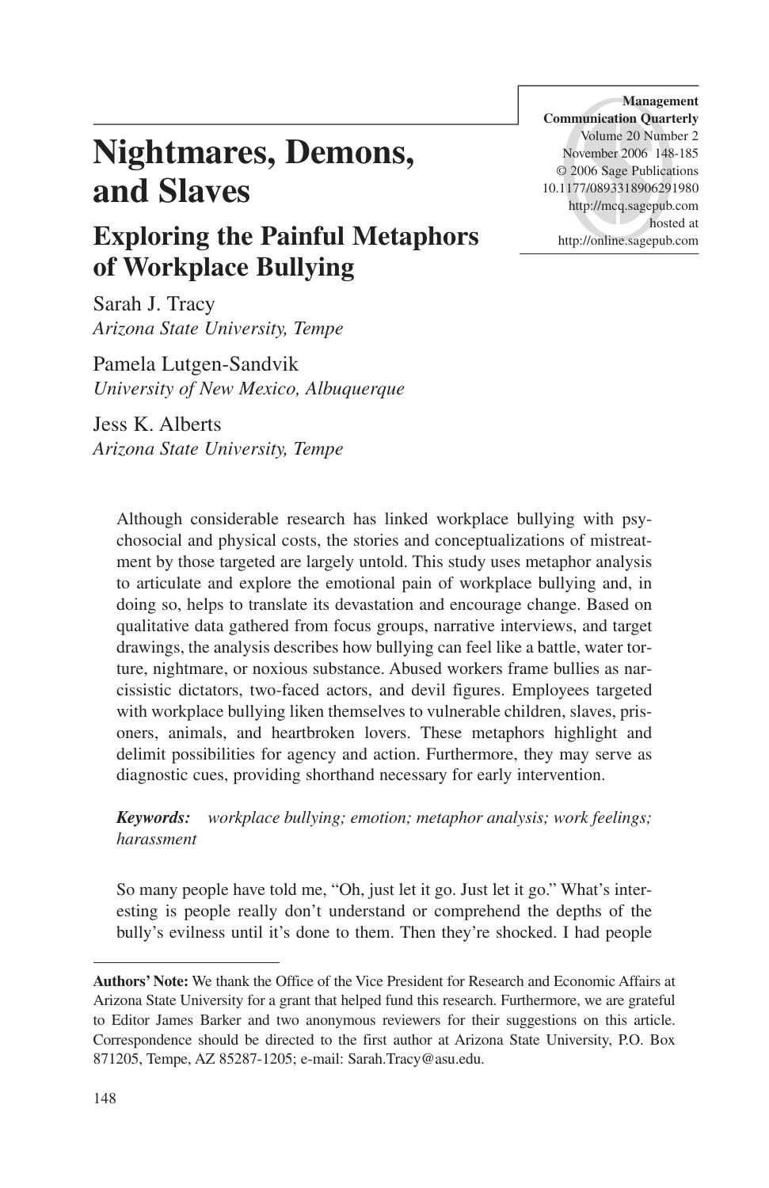# Nightmares, Demons, and Slaves

## Exploring the Painful Metaphors of Workplace Bullying

Sarah J. Tracy
*Arizona State University, Tempe*

Pamela Lutgen-Sandvik
*University of New Mexico, Albuquerque*

Jess K. Alberts
*Arizona State University, Tempe*

Although considerable research has linked workplace bullying with psychosocial and physical costs, the stories and conceptualizations of mistreatment by those targeted are largely untold. This study uses metaphor analysis to articulate and explore the emotional pain of workplace bullying and, in doing so, helps to translate its devastation and encourage change. Based on qualitative data gathered from focus groups, narrative interviews, and target drawings, the analysis describes how bullying can feel like a battle, water torture, nightmare, or noxious substance. Abused workers frame bullies as narcissistic dictators, two-faced actors, and devil figures. Employees targeted with workplace bullying liken themselves to vulnerable children, slaves, prisoners, animals, and heartbroken lovers. These metaphors highlight and delimit possibilities for agency and action. Furthermore, they may serve as diagnostic cues, providing shorthand necessary for early intervention.

***Keywords:*** *workplace bullying; emotion; metaphor analysis; work feelings; harassment*

So many people have told me, "Oh, just let it go. Just let it go." What's interesting is people really don't understand or comprehend the depths of the bully's evilness until it's done to them. Then they're shocked. I had people

**Authors' Note:** We thank the Office of the Vice President for Research and Economic Affairs at Arizona State University for a grant that helped fund this research. Furthermore, we are grateful to Editor James Barker and two anonymous reviewers for their suggestions on this article. Correspondence should be directed to the first author at Arizona State University, P.O. Box 871205, Tempe, AZ 85287-1205; e-mail: Sarah.Tracy@asu.edu.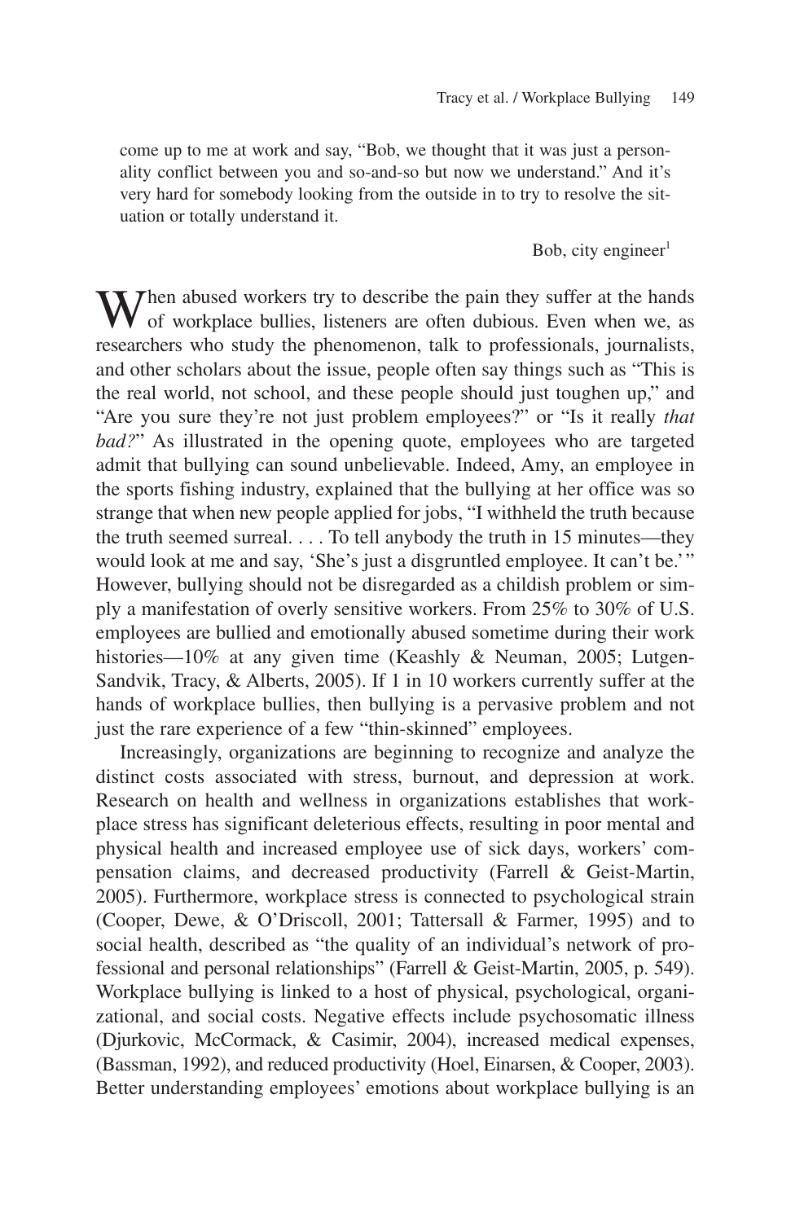come up to me at work and say, "Bob, we thought that it was just a personality conflict between you and so-and-so but now we understand." And it's very hard for somebody looking from the outside in to try to resolve the situation or totally understand it.

Bob, city engineer[1]

When abused workers try to describe the pain they suffer at the hands of workplace bullies, listeners are often dubious. Even when we, as researchers who study the phenomenon, talk to professionals, journalists, and other scholars about the issue, people often say things such as "This is the real world, not school, and these people should just toughen up," and "Are you sure they're not just problem employees?" or "Is it really *that bad?*" As illustrated in the opening quote, employees who are targeted admit that bullying can sound unbelievable. Indeed, Amy, an employee in the sports fishing industry, explained that the bullying at her office was so strange that when new people applied for jobs, "I withheld the truth because the truth seemed surreal. . . . To tell anybody the truth in 15 minutes—they would look at me and say, 'She's just a disgruntled employee. It can't be.'" However, bullying should not be disregarded as a childish problem or simply a manifestation of overly sensitive workers. From 25% to 30% of U.S. employees are bullied and emotionally abused sometime during their work histories—10% at any given time (Keashly & Neuman, 2005; Lutgen-Sandvik, Tracy, & Alberts, 2005). If 1 in 10 workers currently suffer at the hands of workplace bullies, then bullying is a pervasive problem and not just the rare experience of a few "thin-skinned" employees.

Increasingly, organizations are beginning to recognize and analyze the distinct costs associated with stress, burnout, and depression at work. Research on health and wellness in organizations establishes that workplace stress has significant deleterious effects, resulting in poor mental and physical health and increased employee use of sick days, workers' compensation claims, and decreased productivity (Farrell & Geist-Martin, 2005). Furthermore, workplace stress is connected to psychological strain (Cooper, Dewe, & O'Driscoll, 2001; Tattersall & Farmer, 1995) and to social health, described as "the quality of an individual's network of professional and personal relationships" (Farrell & Geist-Martin, 2005, p. 549). Workplace bullying is linked to a host of physical, psychological, organizational, and social costs. Negative effects include psychosomatic illness (Djurkovic, McCormack, & Casimir, 2004), increased medical expenses, (Bassman, 1992), and reduced productivity (Hoel, Einarsen, & Cooper, 2003). Better understanding employees' emotions about workplace bullying is an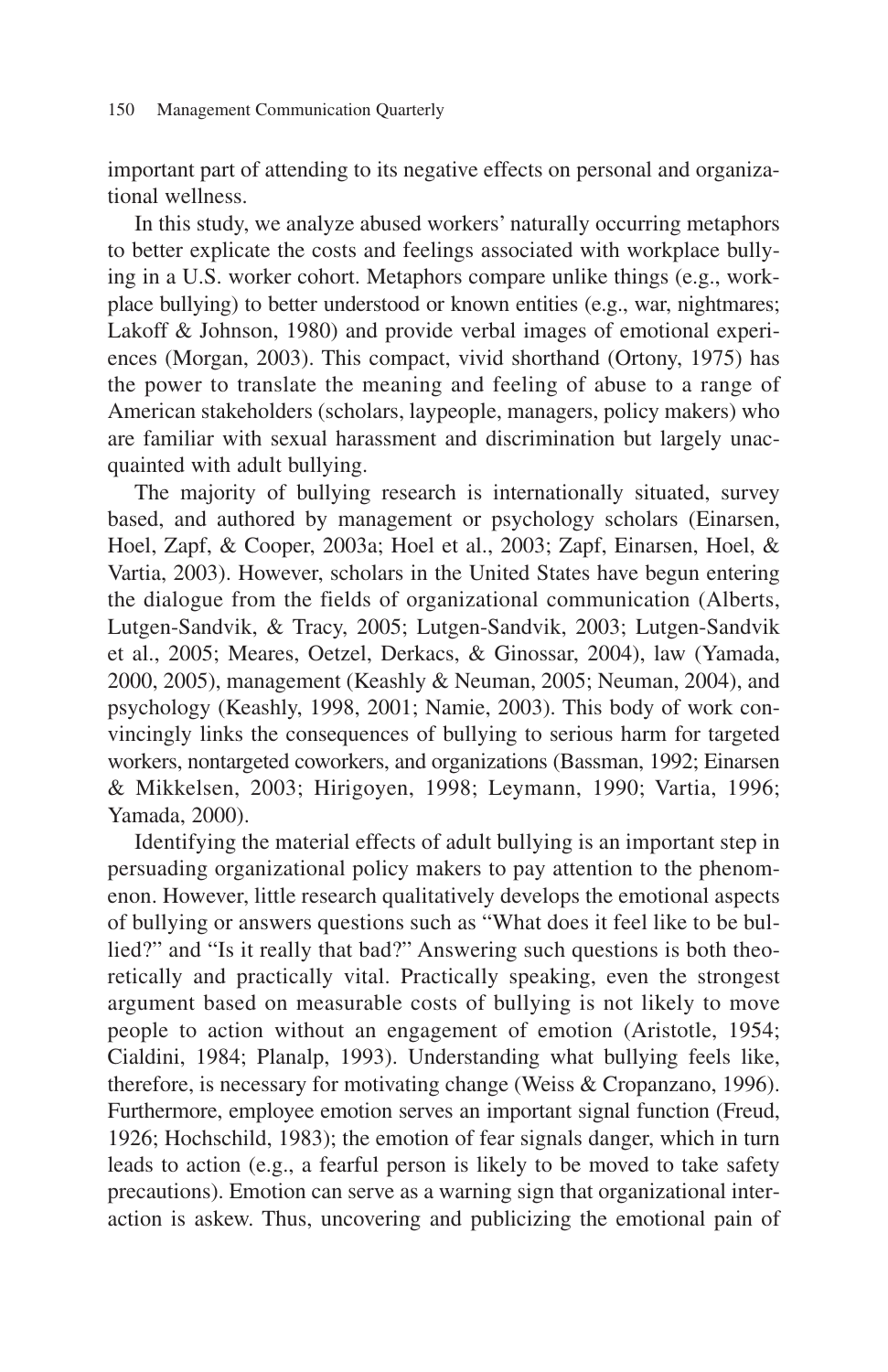important part of attending to its negative effects on personal and organizational wellness.

In this study, we analyze abused workers' naturally occurring metaphors to better explicate the costs and feelings associated with workplace bullying in a U.S. worker cohort. Metaphors compare unlike things (e.g., workplace bullying) to better understood or known entities (e.g., war, nightmares; Lakoff & Johnson, 1980) and provide verbal images of emotional experiences (Morgan, 2003). This compact, vivid shorthand (Ortony, 1975) has the power to translate the meaning and feeling of abuse to a range of American stakeholders (scholars, laypeople, managers, policy makers) who are familiar with sexual harassment and discrimination but largely unacquainted with adult bullying.

The majority of bullying research is internationally situated, survey based, and authored by management or psychology scholars (Einarsen, Hoel, Zapf, & Cooper, 2003a; Hoel et al., 2003; Zapf, Einarsen, Hoel, & Vartia, 2003). However, scholars in the United States have begun entering the dialogue from the fields of organizational communication (Alberts, Lutgen-Sandvik, & Tracy, 2005; Lutgen-Sandvik, 2003; Lutgen-Sandvik et al., 2005; Meares, Oetzel, Derkacs, & Ginossar, 2004), law (Yamada, 2000, 2005), management (Keashly & Neuman, 2005; Neuman, 2004), and psychology (Keashly, 1998, 2001; Namie, 2003). This body of work convincingly links the consequences of bullying to serious harm for targeted workers, nontargeted coworkers, and organizations (Bassman, 1992; Einarsen & Mikkelsen, 2003; Hirigoyen, 1998; Leymann, 1990; Vartia, 1996; Yamada, 2000).

Identifying the material effects of adult bullying is an important step in persuading organizational policy makers to pay attention to the phenomenon. However, little research qualitatively develops the emotional aspects of bullying or answers questions such as "What does it feel like to be bullied?" and "Is it really that bad?" Answering such questions is both theoretically and practically vital. Practically speaking, even the strongest argument based on measurable costs of bullying is not likely to move people to action without an engagement of emotion (Aristotle, 1954; Cialdini, 1984; Planalp, 1993). Understanding what bullying feels like, therefore, is necessary for motivating change (Weiss & Cropanzano, 1996). Furthermore, employee emotion serves an important signal function (Freud, 1926; Hochschild, 1983); the emotion of fear signals danger, which in turn leads to action (e.g., a fearful person is likely to be moved to take safety precautions). Emotion can serve as a warning sign that organizational interaction is askew. Thus, uncovering and publicizing the emotional pain of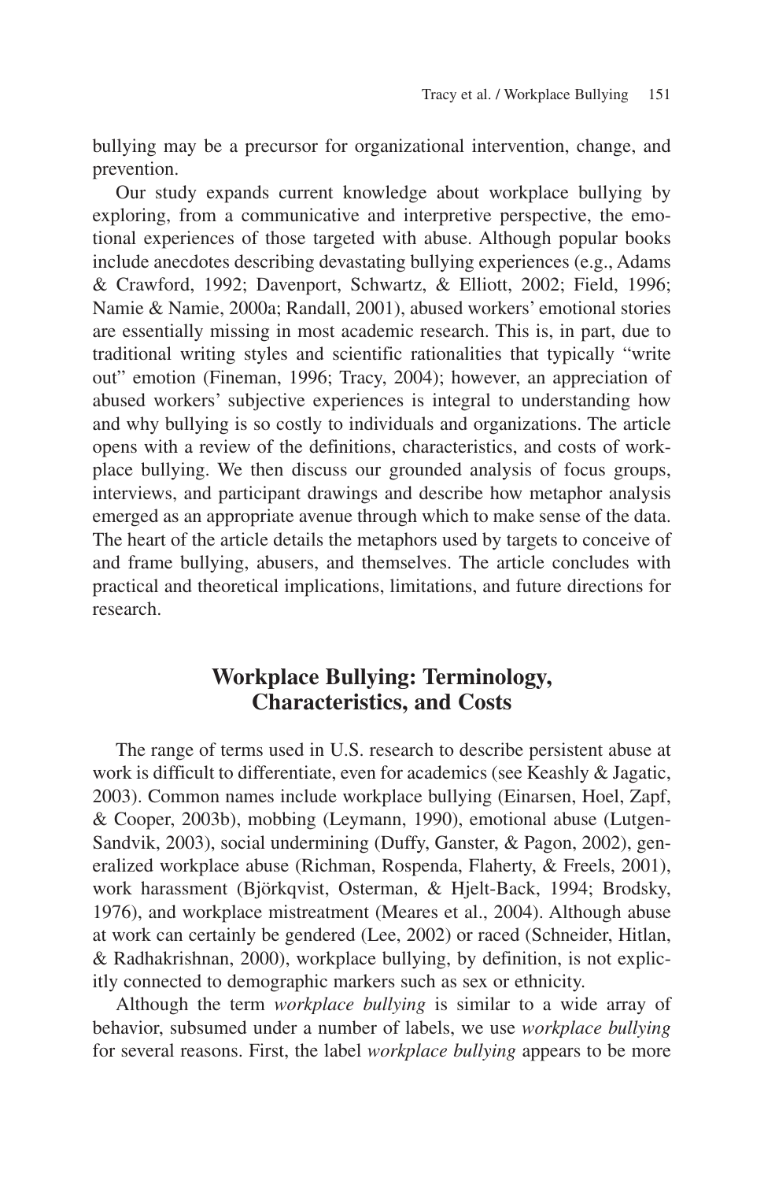bullying may be a precursor for organizational intervention, change, and prevention.

Our study expands current knowledge about workplace bullying by exploring, from a communicative and interpretive perspective, the emotional experiences of those targeted with abuse. Although popular books include anecdotes describing devastating bullying experiences (e.g., Adams & Crawford, 1992; Davenport, Schwartz, & Elliott, 2002; Field, 1996; Namie & Namie, 2000a; Randall, 2001), abused workers' emotional stories are essentially missing in most academic research. This is, in part, due to traditional writing styles and scientific rationalities that typically "write out" emotion (Fineman, 1996; Tracy, 2004); however, an appreciation of abused workers' subjective experiences is integral to understanding how and why bullying is so costly to individuals and organizations. The article opens with a review of the definitions, characteristics, and costs of workplace bullying. We then discuss our grounded analysis of focus groups, interviews, and participant drawings and describe how metaphor analysis emerged as an appropriate avenue through which to make sense of the data. The heart of the article details the metaphors used by targets to conceive of and frame bullying, abusers, and themselves. The article concludes with practical and theoretical implications, limitations, and future directions for research.

## Workplace Bullying: Terminology, Characteristics, and Costs

The range of terms used in U.S. research to describe persistent abuse at work is difficult to differentiate, even for academics (see Keashly & Jagatic, 2003). Common names include workplace bullying (Einarsen, Hoel, Zapf, & Cooper, 2003b), mobbing (Leymann, 1990), emotional abuse (Lutgen-Sandvik, 2003), social undermining (Duffy, Ganster, & Pagon, 2002), generalized workplace abuse (Richman, Rospenda, Flaherty, & Freels, 2001), work harassment (Björkqvist, Osterman, & Hjelt-Back, 1994; Brodsky, 1976), and workplace mistreatment (Meares et al., 2004). Although abuse at work can certainly be gendered (Lee, 2002) or raced (Schneider, Hitlan, & Radhakrishnan, 2000), workplace bullying, by definition, is not explicitly connected to demographic markers such as sex or ethnicity.

Although the term *workplace bullying* is similar to a wide array of behavior, subsumed under a number of labels, we use *workplace bullying* for several reasons. First, the label *workplace bullying* appears to be more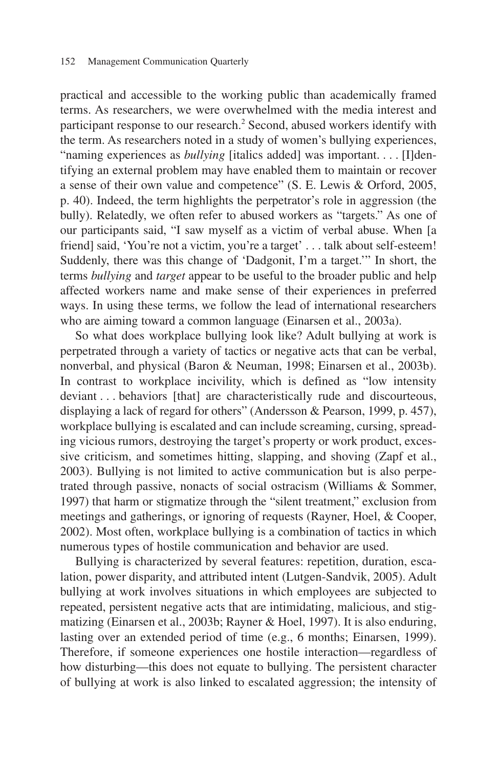practical and accessible to the working public than academically framed terms. As researchers, we were overwhelmed with the media interest and participant response to our research.[2] Second, abused workers identify with the term. As researchers noted in a study of women's bullying experiences, "naming experiences as *bullying* [italics added] was important. . . . [I]dentifying an external problem may have enabled them to maintain or recover a sense of their own value and competence" (S. E. Lewis & Orford, 2005, p. 40). Indeed, the term highlights the perpetrator's role in aggression (the bully). Relatedly, we often refer to abused workers as "targets." As one of our participants said, "I saw myself as a victim of verbal abuse. When [a friend] said, 'You're not a victim, you're a target' . . . talk about self-esteem! Suddenly, there was this change of 'Dadgonit, I'm a target.'" In short, the terms *bullying* and *target* appear to be useful to the broader public and help affected workers name and make sense of their experiences in preferred ways. In using these terms, we follow the lead of international researchers who are aiming toward a common language (Einarsen et al., 2003a).

So what does workplace bullying look like? Adult bullying at work is perpetrated through a variety of tactics or negative acts that can be verbal, nonverbal, and physical (Baron & Neuman, 1998; Einarsen et al., 2003b). In contrast to workplace incivility, which is defined as "low intensity deviant . . . behaviors [that] are characteristically rude and discourteous, displaying a lack of regard for others" (Andersson & Pearson, 1999, p. 457), workplace bullying is escalated and can include screaming, cursing, spreading vicious rumors, destroying the target's property or work product, excessive criticism, and sometimes hitting, slapping, and shoving (Zapf et al., 2003). Bullying is not limited to active communication but is also perpetrated through passive, nonacts of social ostracism (Williams & Sommer, 1997) that harm or stigmatize through the "silent treatment," exclusion from meetings and gatherings, or ignoring of requests (Rayner, Hoel, & Cooper, 2002). Most often, workplace bullying is a combination of tactics in which numerous types of hostile communication and behavior are used.

Bullying is characterized by several features: repetition, duration, escalation, power disparity, and attributed intent (Lutgen-Sandvik, 2005). Adult bullying at work involves situations in which employees are subjected to repeated, persistent negative acts that are intimidating, malicious, and stigmatizing (Einarsen et al., 2003b; Rayner & Hoel, 1997). It is also enduring, lasting over an extended period of time (e.g., 6 months; Einarsen, 1999). Therefore, if someone experiences one hostile interaction—regardless of how disturbing—this does not equate to bullying. The persistent character of bullying at work is also linked to escalated aggression; the intensity of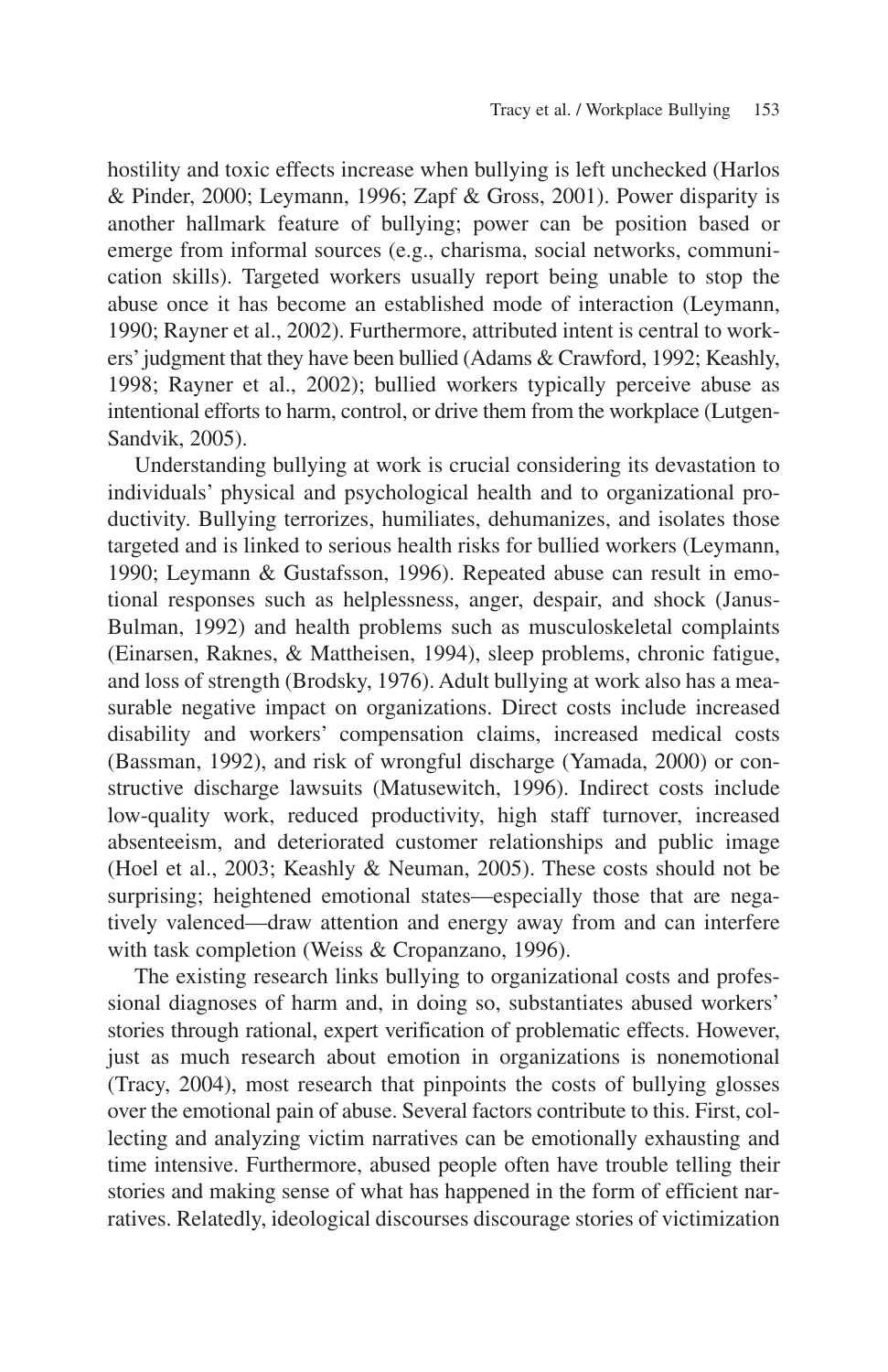hostility and toxic effects increase when bullying is left unchecked (Harlos & Pinder, 2000; Leymann, 1996; Zapf & Gross, 2001). Power disparity is another hallmark feature of bullying; power can be position based or emerge from informal sources (e.g., charisma, social networks, communication skills). Targeted workers usually report being unable to stop the abuse once it has become an established mode of interaction (Leymann, 1990; Rayner et al., 2002). Furthermore, attributed intent is central to workers' judgment that they have been bullied (Adams & Crawford, 1992; Keashly, 1998; Rayner et al., 2002); bullied workers typically perceive abuse as intentional efforts to harm, control, or drive them from the workplace (Lutgen-Sandvik, 2005).

Understanding bullying at work is crucial considering its devastation to individuals' physical and psychological health and to organizational productivity. Bullying terrorizes, humiliates, dehumanizes, and isolates those targeted and is linked to serious health risks for bullied workers (Leymann, 1990; Leymann & Gustafsson, 1996). Repeated abuse can result in emotional responses such as helplessness, anger, despair, and shock (Janus-Bulman, 1992) and health problems such as musculoskeletal complaints (Einarsen, Raknes, & Mattheisen, 1994), sleep problems, chronic fatigue, and loss of strength (Brodsky, 1976). Adult bullying at work also has a measurable negative impact on organizations. Direct costs include increased disability and workers' compensation claims, increased medical costs (Bassman, 1992), and risk of wrongful discharge (Yamada, 2000) or constructive discharge lawsuits (Matusewitch, 1996). Indirect costs include low-quality work, reduced productivity, high staff turnover, increased absenteeism, and deteriorated customer relationships and public image (Hoel et al., 2003; Keashly & Neuman, 2005). These costs should not be surprising; heightened emotional states—especially those that are negatively valenced—draw attention and energy away from and can interfere with task completion (Weiss & Cropanzano, 1996).

The existing research links bullying to organizational costs and professional diagnoses of harm and, in doing so, substantiates abused workers' stories through rational, expert verification of problematic effects. However, just as much research about emotion in organizations is nonemotional (Tracy, 2004), most research that pinpoints the costs of bullying glosses over the emotional pain of abuse. Several factors contribute to this. First, collecting and analyzing victim narratives can be emotionally exhausting and time intensive. Furthermore, abused people often have trouble telling their stories and making sense of what has happened in the form of efficient narratives. Relatedly, ideological discourses discourage stories of victimization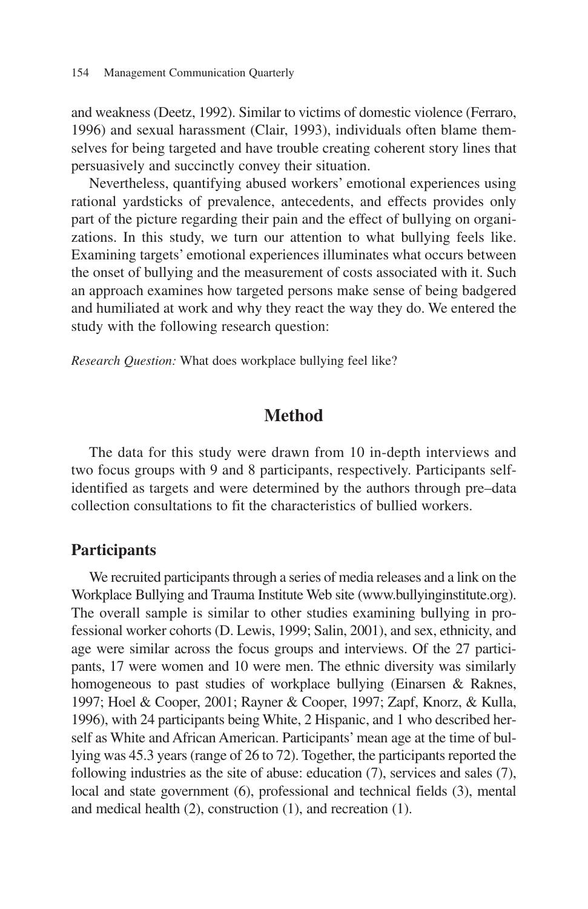and weakness (Deetz, 1992). Similar to victims of domestic violence (Ferraro, 1996) and sexual harassment (Clair, 1993), individuals often blame themselves for being targeted and have trouble creating coherent story lines that persuasively and succinctly convey their situation.

Nevertheless, quantifying abused workers' emotional experiences using rational yardsticks of prevalence, antecedents, and effects provides only part of the picture regarding their pain and the effect of bullying on organizations. In this study, we turn our attention to what bullying feels like. Examining targets' emotional experiences illuminates what occurs between the onset of bullying and the measurement of costs associated with it. Such an approach examines how targeted persons make sense of being badgered and humiliated at work and why they react the way they do. We entered the study with the following research question:

*Research Question:* What does workplace bullying feel like?

## Method

The data for this study were drawn from 10 in-depth interviews and two focus groups with 9 and 8 participants, respectively. Participants self-identified as targets and were determined by the authors through pre–data collection consultations to fit the characteristics of bullied workers.

### Participants

We recruited participants through a series of media releases and a link on the Workplace Bullying and Trauma Institute Web site (www.bullyinginstitute.org). The overall sample is similar to other studies examining bullying in professional worker cohorts (D. Lewis, 1999; Salin, 2001), and sex, ethnicity, and age were similar across the focus groups and interviews. Of the 27 participants, 17 were women and 10 were men. The ethnic diversity was similarly homogeneous to past studies of workplace bullying (Einarsen & Raknes, 1997; Hoel & Cooper, 2001; Rayner & Cooper, 1997; Zapf, Knorz, & Kulla, 1996), with 24 participants being White, 2 Hispanic, and 1 who described herself as White and African American. Participants' mean age at the time of bullying was 45.3 years (range of 26 to 72). Together, the participants reported the following industries as the site of abuse: education (7), services and sales (7), local and state government (6), professional and technical fields (3), mental and medical health (2), construction (1), and recreation (1).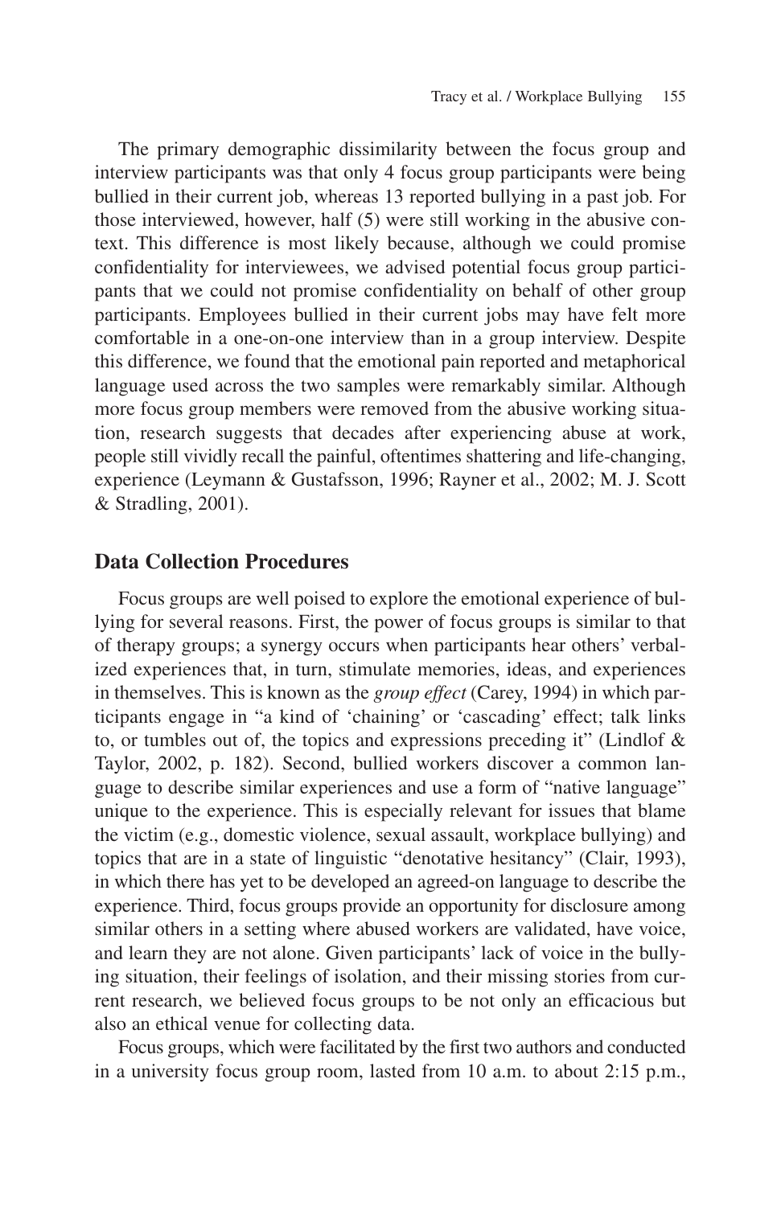The primary demographic dissimilarity between the focus group and interview participants was that only 4 focus group participants were being bullied in their current job, whereas 13 reported bullying in a past job. For those interviewed, however, half (5) were still working in the abusive context. This difference is most likely because, although we could promise confidentiality for interviewees, we advised potential focus group participants that we could not promise confidentiality on behalf of other group participants. Employees bullied in their current jobs may have felt more comfortable in a one-on-one interview than in a group interview. Despite this difference, we found that the emotional pain reported and metaphorical language used across the two samples were remarkably similar. Although more focus group members were removed from the abusive working situation, research suggests that decades after experiencing abuse at work, people still vividly recall the painful, oftentimes shattering and life-changing, experience (Leymann & Gustafsson, 1996; Rayner et al., 2002; M. J. Scott & Stradling, 2001).

## Data Collection Procedures

Focus groups are well poised to explore the emotional experience of bullying for several reasons. First, the power of focus groups is similar to that of therapy groups; a synergy occurs when participants hear others' verbalized experiences that, in turn, stimulate memories, ideas, and experiences in themselves. This is known as the *group effect* (Carey, 1994) in which participants engage in "a kind of 'chaining' or 'cascading' effect; talk links to, or tumbles out of, the topics and expressions preceding it" (Lindlof & Taylor, 2002, p. 182). Second, bullied workers discover a common language to describe similar experiences and use a form of "native language" unique to the experience. This is especially relevant for issues that blame the victim (e.g., domestic violence, sexual assault, workplace bullying) and topics that are in a state of linguistic "denotative hesitancy" (Clair, 1993), in which there has yet to be developed an agreed-on language to describe the experience. Third, focus groups provide an opportunity for disclosure among similar others in a setting where abused workers are validated, have voice, and learn they are not alone. Given participants' lack of voice in the bullying situation, their feelings of isolation, and their missing stories from current research, we believed focus groups to be not only an efficacious but also an ethical venue for collecting data.

Focus groups, which were facilitated by the first two authors and conducted in a university focus group room, lasted from 10 a.m. to about 2:15 p.m.,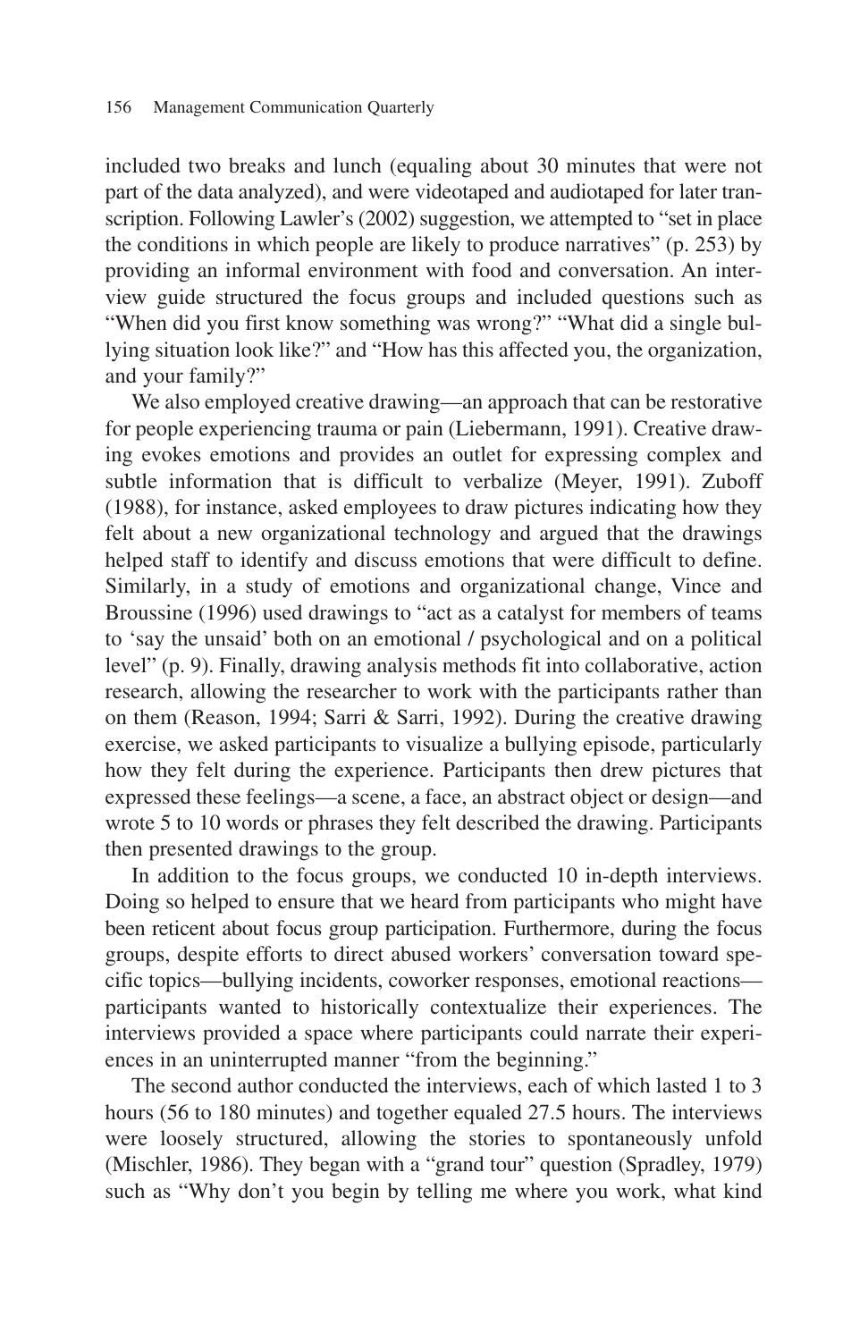included two breaks and lunch (equaling about 30 minutes that were not part of the data analyzed), and were videotaped and audiotaped for later transcription. Following Lawler's (2002) suggestion, we attempted to "set in place the conditions in which people are likely to produce narratives" (p. 253) by providing an informal environment with food and conversation. An interview guide structured the focus groups and included questions such as "When did you first know something was wrong?" "What did a single bullying situation look like?" and "How has this affected you, the organization, and your family?"

We also employed creative drawing—an approach that can be restorative for people experiencing trauma or pain (Liebermann, 1991). Creative drawing evokes emotions and provides an outlet for expressing complex and subtle information that is difficult to verbalize (Meyer, 1991). Zuboff (1988), for instance, asked employees to draw pictures indicating how they felt about a new organizational technology and argued that the drawings helped staff to identify and discuss emotions that were difficult to define. Similarly, in a study of emotions and organizational change, Vince and Broussine (1996) used drawings to "act as a catalyst for members of teams to 'say the unsaid' both on an emotional / psychological and on a political level" (p. 9). Finally, drawing analysis methods fit into collaborative, action research, allowing the researcher to work with the participants rather than on them (Reason, 1994; Sarri & Sarri, 1992). During the creative drawing exercise, we asked participants to visualize a bullying episode, particularly how they felt during the experience. Participants then drew pictures that expressed these feelings—a scene, a face, an abstract object or design—and wrote 5 to 10 words or phrases they felt described the drawing. Participants then presented drawings to the group.

In addition to the focus groups, we conducted 10 in-depth interviews. Doing so helped to ensure that we heard from participants who might have been reticent about focus group participation. Furthermore, during the focus groups, despite efforts to direct abused workers' conversation toward specific topics—bullying incidents, coworker responses, emotional reactions—participants wanted to historically contextualize their experiences. The interviews provided a space where participants could narrate their experiences in an uninterrupted manner "from the beginning."

The second author conducted the interviews, each of which lasted 1 to 3 hours (56 to 180 minutes) and together equaled 27.5 hours. The interviews were loosely structured, allowing the stories to spontaneously unfold (Mischler, 1986). They began with a "grand tour" question (Spradley, 1979) such as "Why don't you begin by telling me where you work, what kind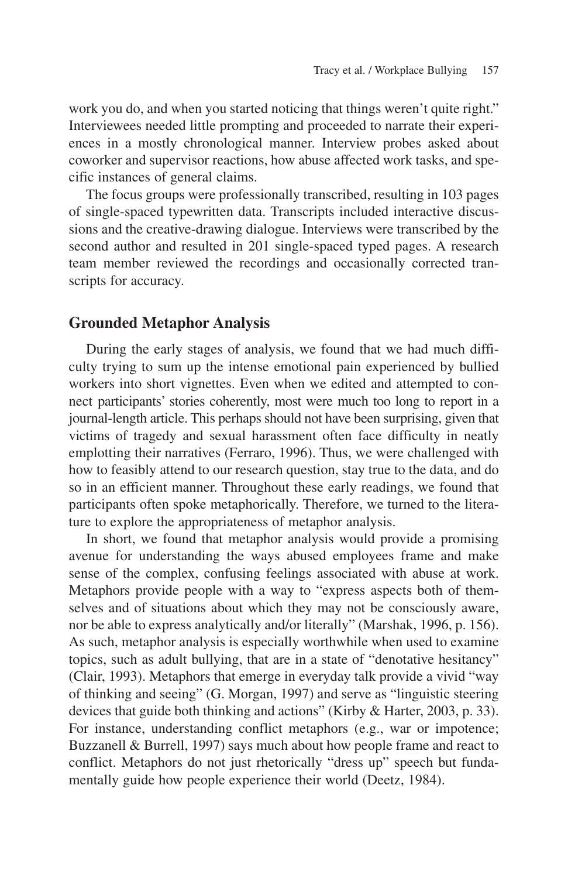work you do, and when you started noticing that things weren't quite right." Interviewees needed little prompting and proceeded to narrate their experiences in a mostly chronological manner. Interview probes asked about coworker and supervisor reactions, how abuse affected work tasks, and specific instances of general claims.

The focus groups were professionally transcribed, resulting in 103 pages of single-spaced typewritten data. Transcripts included interactive discussions and the creative-drawing dialogue. Interviews were transcribed by the second author and resulted in 201 single-spaced typed pages. A research team member reviewed the recordings and occasionally corrected transcripts for accuracy.

## Grounded Metaphor Analysis

During the early stages of analysis, we found that we had much difficulty trying to sum up the intense emotional pain experienced by bullied workers into short vignettes. Even when we edited and attempted to connect participants' stories coherently, most were much too long to report in a journal-length article. This perhaps should not have been surprising, given that victims of tragedy and sexual harassment often face difficulty in neatly emplotting their narratives (Ferraro, 1996). Thus, we were challenged with how to feasibly attend to our research question, stay true to the data, and do so in an efficient manner. Throughout these early readings, we found that participants often spoke metaphorically. Therefore, we turned to the literature to explore the appropriateness of metaphor analysis.

In short, we found that metaphor analysis would provide a promising avenue for understanding the ways abused employees frame and make sense of the complex, confusing feelings associated with abuse at work. Metaphors provide people with a way to "express aspects both of themselves and of situations about which they may not be consciously aware, nor be able to express analytically and/or literally" (Marshak, 1996, p. 156). As such, metaphor analysis is especially worthwhile when used to examine topics, such as adult bullying, that are in a state of "denotative hesitancy" (Clair, 1993). Metaphors that emerge in everyday talk provide a vivid "way of thinking and seeing" (G. Morgan, 1997) and serve as "linguistic steering devices that guide both thinking and actions" (Kirby & Harter, 2003, p. 33). For instance, understanding conflict metaphors (e.g., war or impotence; Buzzanell & Burrell, 1997) says much about how people frame and react to conflict. Metaphors do not just rhetorically "dress up" speech but fundamentally guide how people experience their world (Deetz, 1984).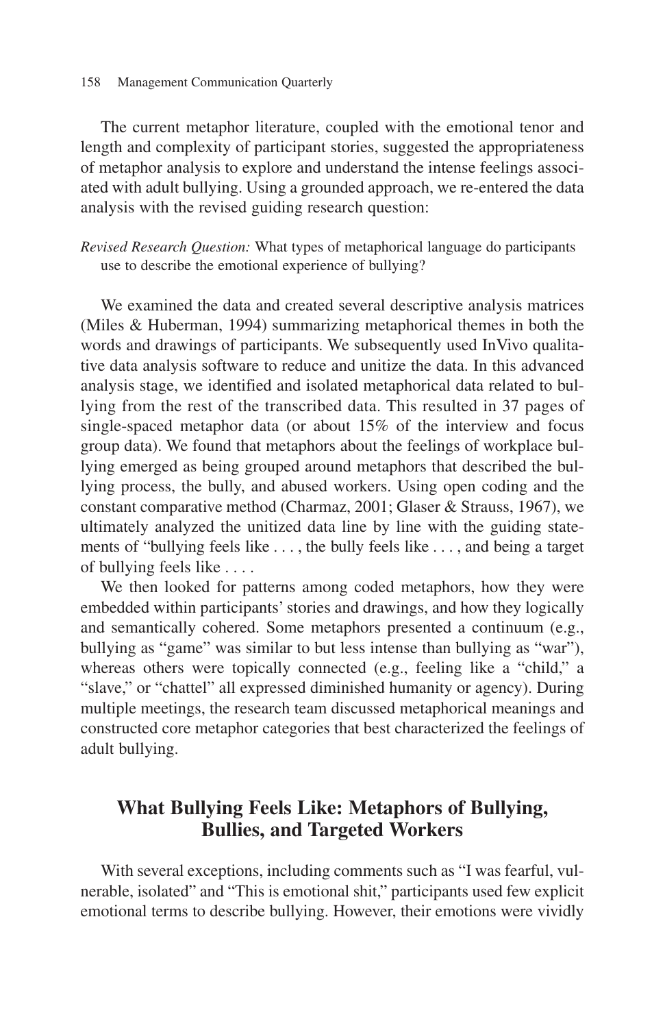The current metaphor literature, coupled with the emotional tenor and length and complexity of participant stories, suggested the appropriateness of metaphor analysis to explore and understand the intense feelings associated with adult bullying. Using a grounded approach, we re-entered the data analysis with the revised guiding research question:

*Revised Research Question:* What types of metaphorical language do participants use to describe the emotional experience of bullying?

We examined the data and created several descriptive analysis matrices (Miles & Huberman, 1994) summarizing metaphorical themes in both the words and drawings of participants. We subsequently used InVivo qualitative data analysis software to reduce and unitize the data. In this advanced analysis stage, we identified and isolated metaphorical data related to bullying from the rest of the transcribed data. This resulted in 37 pages of single-spaced metaphor data (or about 15% of the interview and focus group data). We found that metaphors about the feelings of workplace bullying emerged as being grouped around metaphors that described the bullying process, the bully, and abused workers. Using open coding and the constant comparative method (Charmaz, 2001; Glaser & Strauss, 1967), we ultimately analyzed the unitized data line by line with the guiding statements of "bullying feels like . . . , the bully feels like . . . , and being a target of bullying feels like . . . .

We then looked for patterns among coded metaphors, how they were embedded within participants' stories and drawings, and how they logically and semantically cohered. Some metaphors presented a continuum (e.g., bullying as "game" was similar to but less intense than bullying as "war"), whereas others were topically connected (e.g., feeling like a "child," a "slave," or "chattel" all expressed diminished humanity or agency). During multiple meetings, the research team discussed metaphorical meanings and constructed core metaphor categories that best characterized the feelings of adult bullying.

## What Bullying Feels Like: Metaphors of Bullying, Bullies, and Targeted Workers

With several exceptions, including comments such as "I was fearful, vulnerable, isolated" and "This is emotional shit," participants used few explicit emotional terms to describe bullying. However, their emotions were vividly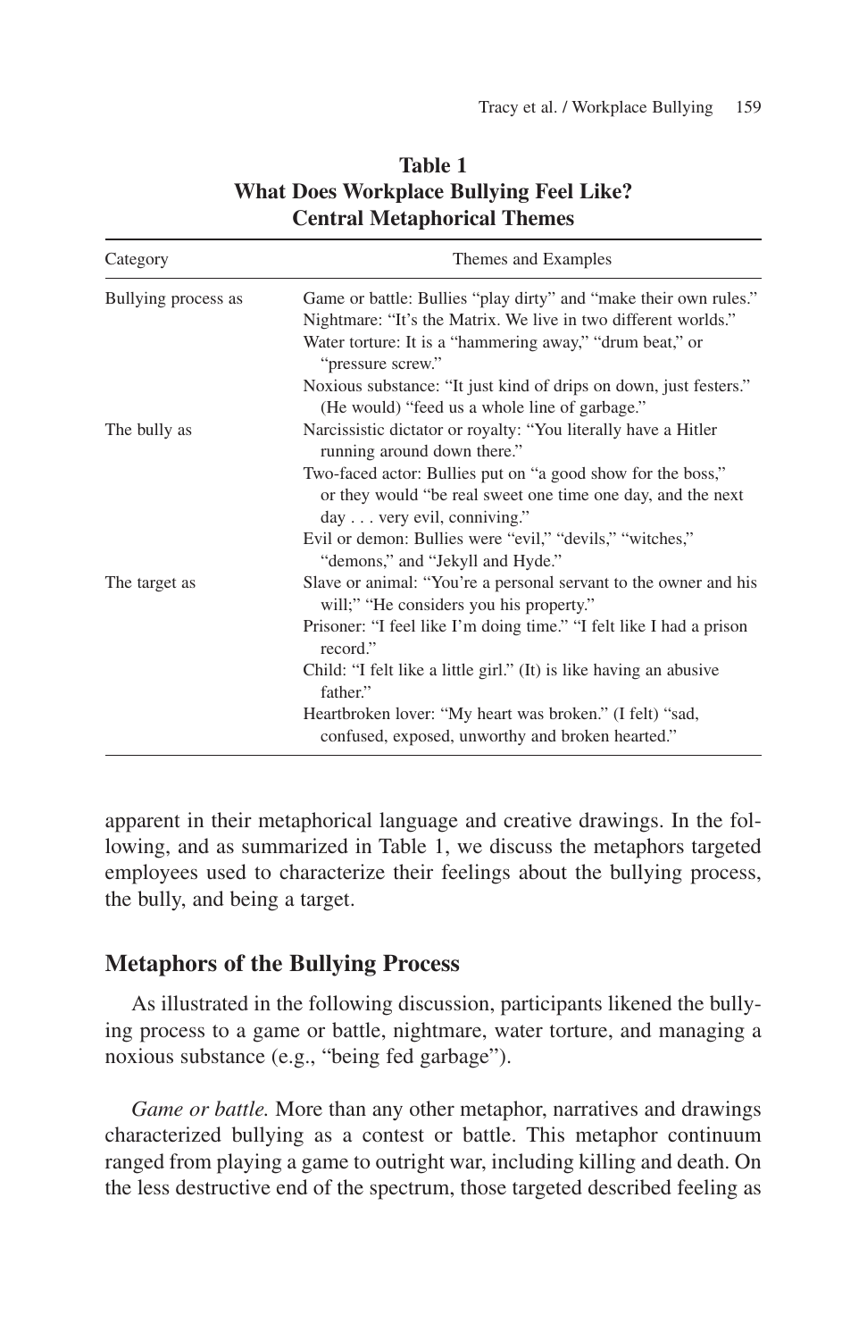**Table 1**
**What Does Workplace Bullying Feel Like?**
**Central Metaphorical Themes**

| Category | Themes and Examples |
|---|---|
| Bullying process as | Game or battle: Bullies "play dirty" and "make their own rules." |
| | Nightmare: "It's the Matrix. We live in two different worlds." |
| | Water torture: It is a "hammering away," "drum beat," or "pressure screw." |
| | Noxious substance: "It just kind of drips on down, just festers." (He would) "feed us a whole line of garbage." |
| The bully as | Narcissistic dictator or royalty: "You literally have a Hitler running around down there." |
| | Two-faced actor: Bullies put on "a good show for the boss," or they would "be real sweet one time one day, and the next day . . . very evil, conniving." |
| | Evil or demon: Bullies were "evil," "devils," "witches," "demons," and "Jekyll and Hyde." |
| The target as | Slave or animal: "You're a personal servant to the owner and his will;" "He considers you his property." |
| | Prisoner: "I feel like I'm doing time." "I felt like I had a prison record." |
| | Child: "I felt like a little girl." (It) is like having an abusive father." |
| | Heartbroken lover: "My heart was broken." (I felt) "sad, confused, exposed, unworthy and broken hearted." |

apparent in their metaphorical language and creative drawings. In the following, and as summarized in Table 1, we discuss the metaphors targeted employees used to characterize their feelings about the bullying process, the bully, and being a target.

## Metaphors of the Bullying Process

As illustrated in the following discussion, participants likened the bullying process to a game or battle, nightmare, water torture, and managing a noxious substance (e.g., "being fed garbage").

*Game or battle.* More than any other metaphor, narratives and drawings characterized bullying as a contest or battle. This metaphor continuum ranged from playing a game to outright war, including killing and death. On the less destructive end of the spectrum, those targeted described feeling as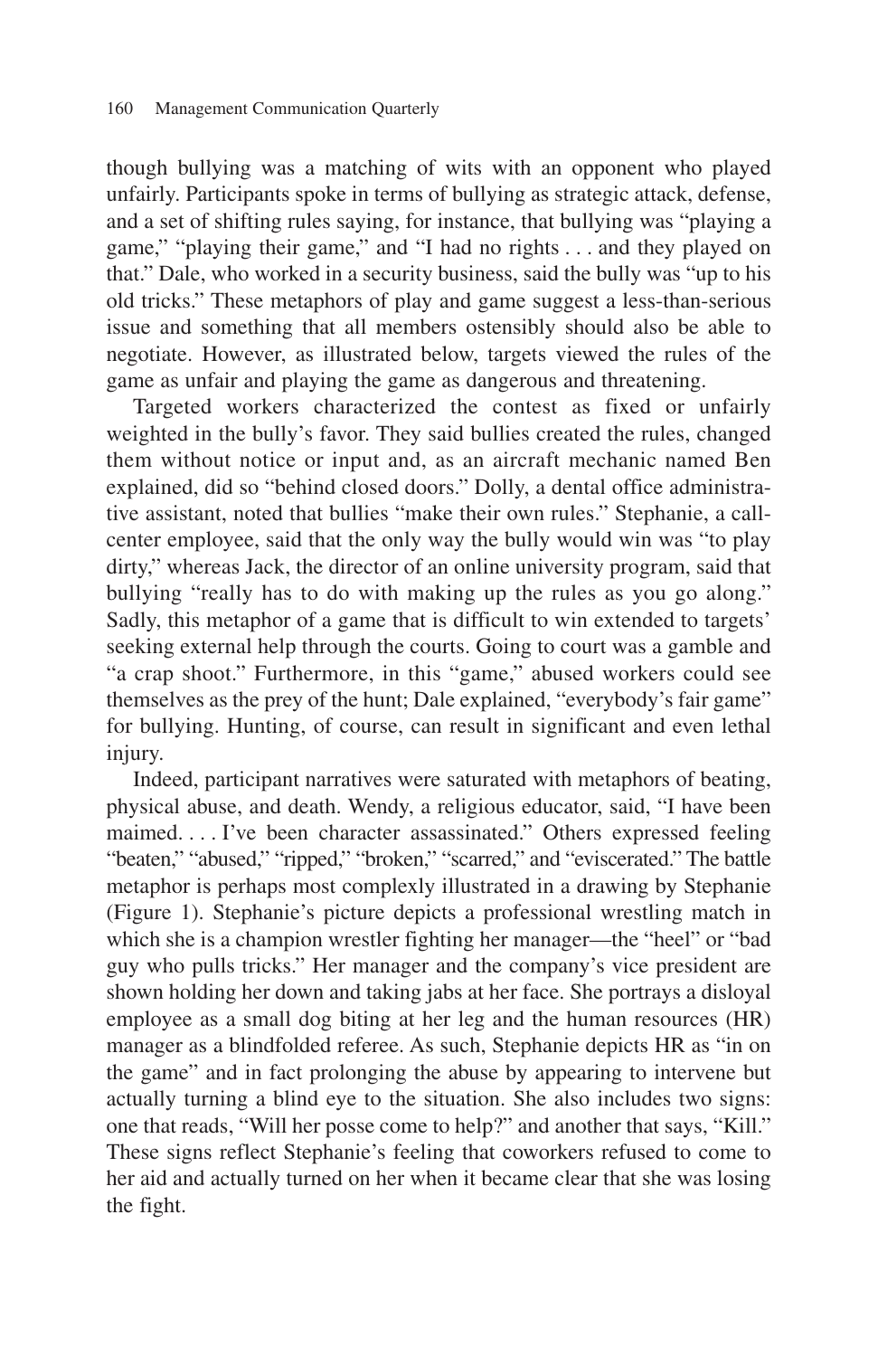though bullying was a matching of wits with an opponent who played unfairly. Participants spoke in terms of bullying as strategic attack, defense, and a set of shifting rules saying, for instance, that bullying was "playing a game," "playing their game," and "I had no rights . . . and they played on that." Dale, who worked in a security business, said the bully was "up to his old tricks." These metaphors of play and game suggest a less-than-serious issue and something that all members ostensibly should also be able to negotiate. However, as illustrated below, targets viewed the rules of the game as unfair and playing the game as dangerous and threatening.

Targeted workers characterized the contest as fixed or unfairly weighted in the bully's favor. They said bullies created the rules, changed them without notice or input and, as an aircraft mechanic named Ben explained, did so "behind closed doors." Dolly, a dental office administrative assistant, noted that bullies "make their own rules." Stephanie, a call-center employee, said that the only way the bully would win was "to play dirty," whereas Jack, the director of an online university program, said that bullying "really has to do with making up the rules as you go along." Sadly, this metaphor of a game that is difficult to win extended to targets' seeking external help through the courts. Going to court was a gamble and "a crap shoot." Furthermore, in this "game," abused workers could see themselves as the prey of the hunt; Dale explained, "everybody's fair game" for bullying. Hunting, of course, can result in significant and even lethal injury.

Indeed, participant narratives were saturated with metaphors of beating, physical abuse, and death. Wendy, a religious educator, said, "I have been maimed. . . . I've been character assassinated." Others expressed feeling "beaten," "abused," "ripped," "broken," "scarred," and "eviscerated." The battle metaphor is perhaps most complexly illustrated in a drawing by Stephanie (Figure 1). Stephanie's picture depicts a professional wrestling match in which she is a champion wrestler fighting her manager—the "heel" or "bad guy who pulls tricks." Her manager and the company's vice president are shown holding her down and taking jabs at her face. She portrays a disloyal employee as a small dog biting at her leg and the human resources (HR) manager as a blindfolded referee. As such, Stephanie depicts HR as "in on the game" and in fact prolonging the abuse by appearing to intervene but actually turning a blind eye to the situation. She also includes two signs: one that reads, "Will her posse come to help?" and another that says, "Kill." These signs reflect Stephanie's feeling that coworkers refused to come to her aid and actually turned on her when it became clear that she was losing the fight.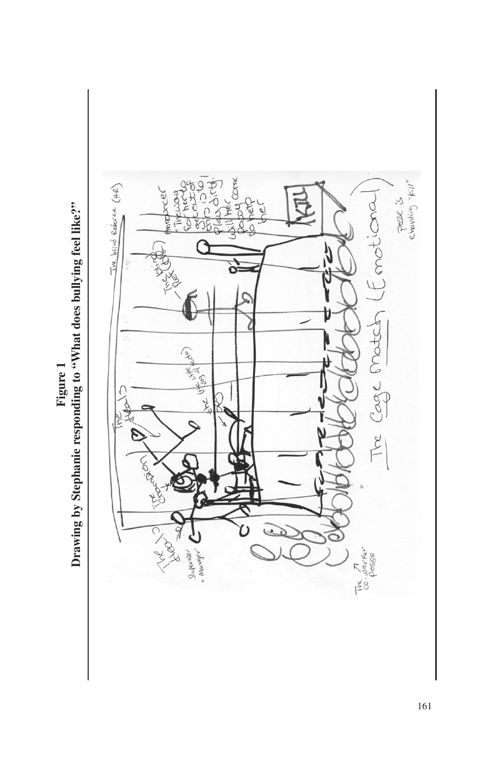**Figure 1**
**Drawing by Stephanie responding to "What does bullying feel like?"**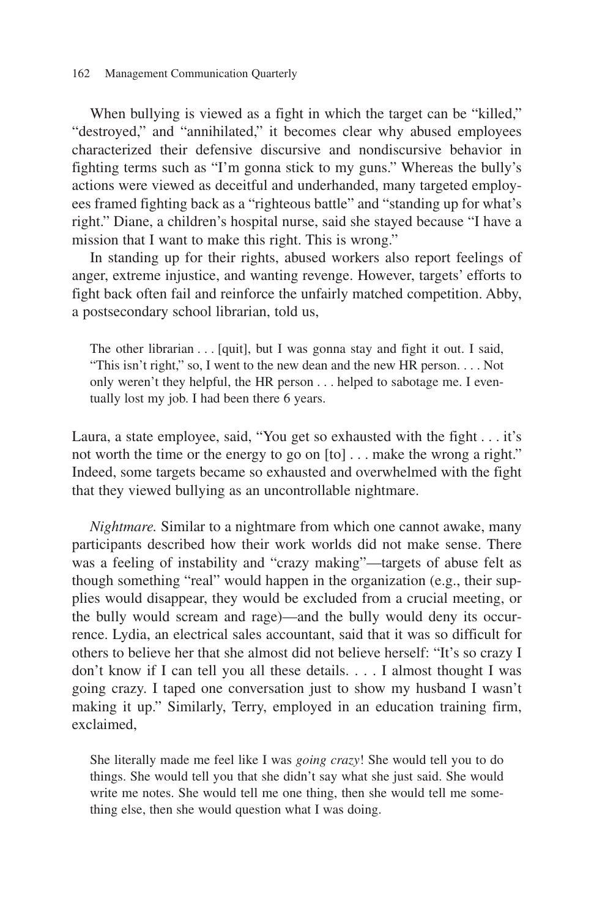When bullying is viewed as a fight in which the target can be "killed," "destroyed," and "annihilated," it becomes clear why abused employees characterized their defensive discursive and nondiscursive behavior in fighting terms such as "I'm gonna stick to my guns." Whereas the bully's actions were viewed as deceitful and underhanded, many targeted employees framed fighting back as a "righteous battle" and "standing up for what's right." Diane, a children's hospital nurse, said she stayed because "I have a mission that I want to make this right. This is wrong."

In standing up for their rights, abused workers also report feelings of anger, extreme injustice, and wanting revenge. However, targets' efforts to fight back often fail and reinforce the unfairly matched competition. Abby, a postsecondary school librarian, told us,

> The other librarian . . . [quit], but I was gonna stay and fight it out. I said, "This isn't right," so, I went to the new dean and the new HR person. . . . Not only weren't they helpful, the HR person . . . helped to sabotage me. I eventually lost my job. I had been there 6 years.

Laura, a state employee, said, "You get so exhausted with the fight . . . it's not worth the time or the energy to go on [to] . . . make the wrong a right." Indeed, some targets became so exhausted and overwhelmed with the fight that they viewed bullying as an uncontrollable nightmare.

*Nightmare.* Similar to a nightmare from which one cannot awake, many participants described how their work worlds did not make sense. There was a feeling of instability and "crazy making"—targets of abuse felt as though something "real" would happen in the organization (e.g., their supplies would disappear, they would be excluded from a crucial meeting, or the bully would scream and rage)—and the bully would deny its occurrence. Lydia, an electrical sales accountant, said that it was so difficult for others to believe her that she almost did not believe herself: "It's so crazy I don't know if I can tell you all these details. . . . I almost thought I was going crazy. I taped one conversation just to show my husband I wasn't making it up." Similarly, Terry, employed in an education training firm, exclaimed,

> She literally made me feel like I was *going crazy*! She would tell you to do things. She would tell you that she didn't say what she just said. She would write me notes. She would tell me one thing, then she would tell me something else, then she would question what I was doing.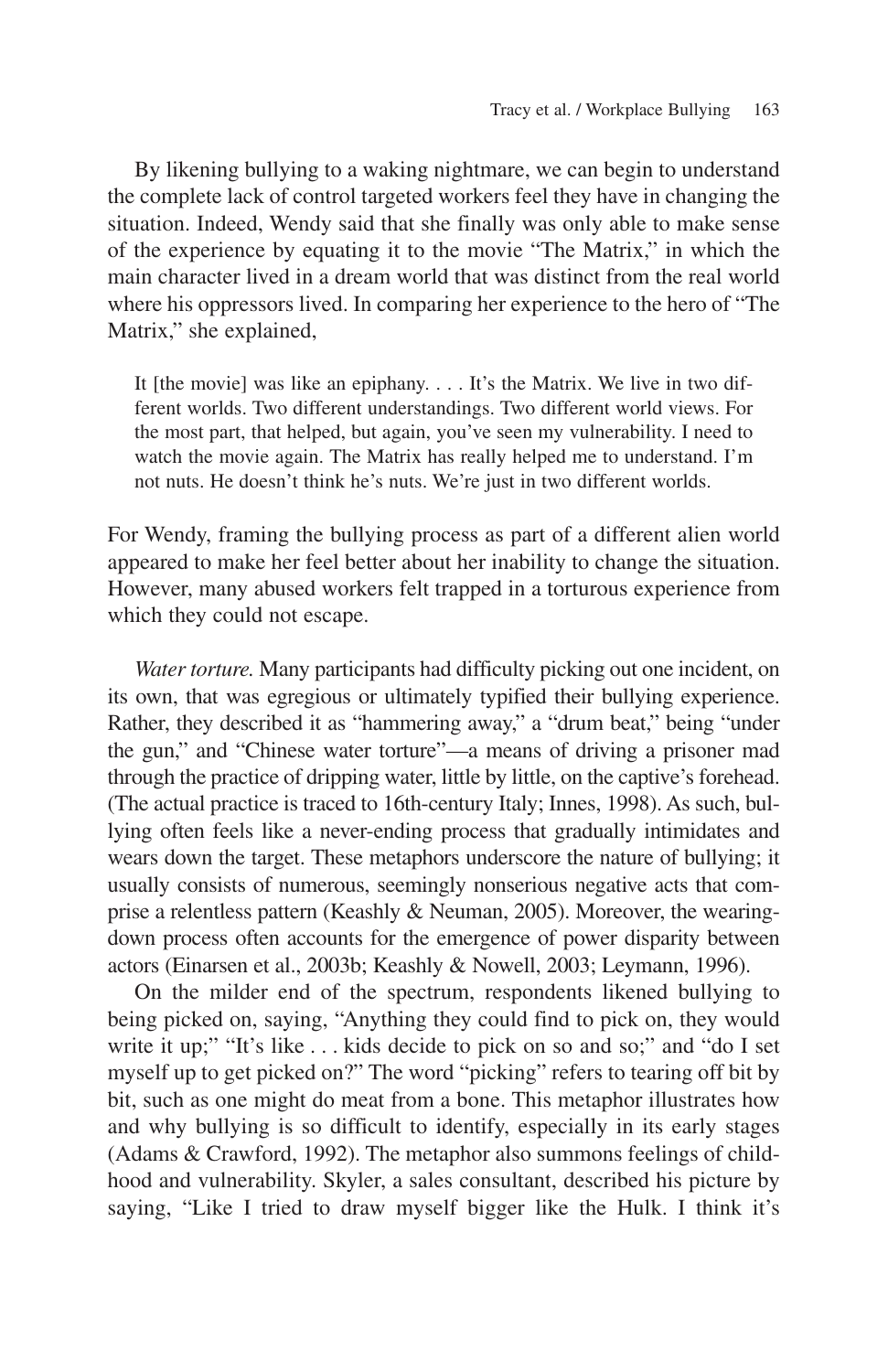By likening bullying to a waking nightmare, we can begin to understand the complete lack of control targeted workers feel they have in changing the situation. Indeed, Wendy said that she finally was only able to make sense of the experience by equating it to the movie "The Matrix," in which the main character lived in a dream world that was distinct from the real world where his oppressors lived. In comparing her experience to the hero of "The Matrix," she explained,

> It [the movie] was like an epiphany. . . . It's the Matrix. We live in two different worlds. Two different understandings. Two different world views. For the most part, that helped, but again, you've seen my vulnerability. I need to watch the movie again. The Matrix has really helped me to understand. I'm not nuts. He doesn't think he's nuts. We're just in two different worlds.

For Wendy, framing the bullying process as part of a different alien world appeared to make her feel better about her inability to change the situation. However, many abused workers felt trapped in a torturous experience from which they could not escape.

*Water torture.* Many participants had difficulty picking out one incident, on its own, that was egregious or ultimately typified their bullying experience. Rather, they described it as "hammering away," a "drum beat," being "under the gun," and "Chinese water torture"—a means of driving a prisoner mad through the practice of dripping water, little by little, on the captive's forehead. (The actual practice is traced to 16th-century Italy; Innes, 1998). As such, bullying often feels like a never-ending process that gradually intimidates and wears down the target. These metaphors underscore the nature of bullying; it usually consists of numerous, seemingly nonserious negative acts that comprise a relentless pattern (Keashly & Neuman, 2005). Moreover, the wearing-down process often accounts for the emergence of power disparity between actors (Einarsen et al., 2003b; Keashly & Nowell, 2003; Leymann, 1996).

On the milder end of the spectrum, respondents likened bullying to being picked on, saying, "Anything they could find to pick on, they would write it up;" "It's like . . . kids decide to pick on so and so;" and "do I set myself up to get picked on?" The word "picking" refers to tearing off bit by bit, such as one might do meat from a bone. This metaphor illustrates how and why bullying is so difficult to identify, especially in its early stages (Adams & Crawford, 1992). The metaphor also summons feelings of childhood and vulnerability. Skyler, a sales consultant, described his picture by saying, "Like I tried to draw myself bigger like the Hulk. I think it's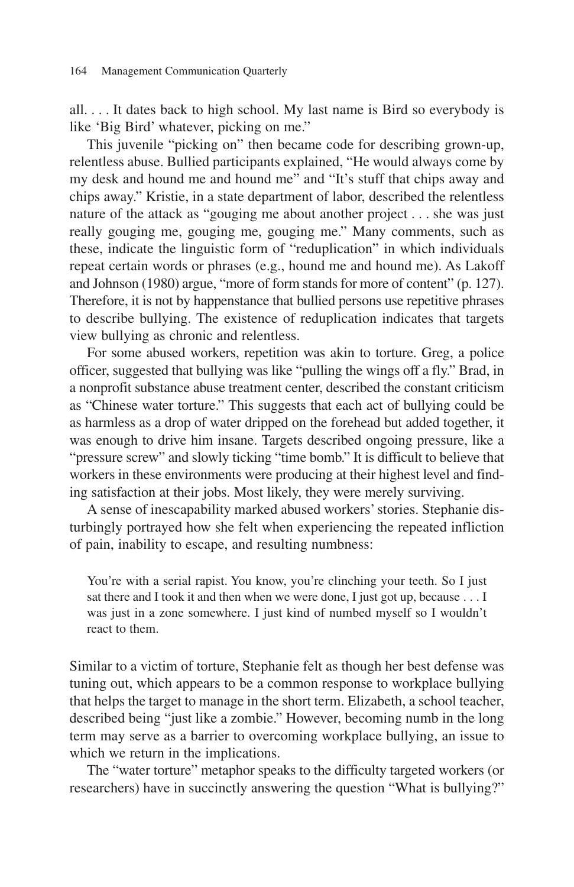all. . . . It dates back to high school. My last name is Bird so everybody is like 'Big Bird' whatever, picking on me."

This juvenile "picking on" then became code for describing grown-up, relentless abuse. Bullied participants explained, "He would always come by my desk and hound me and hound me" and "It's stuff that chips away and chips away." Kristie, in a state department of labor, described the relentless nature of the attack as "gouging me about another project . . . she was just really gouging me, gouging me, gouging me." Many comments, such as these, indicate the linguistic form of "reduplication" in which individuals repeat certain words or phrases (e.g., hound me and hound me). As Lakoff and Johnson (1980) argue, "more of form stands for more of content" (p. 127). Therefore, it is not by happenstance that bullied persons use repetitive phrases to describe bullying. The existence of reduplication indicates that targets view bullying as chronic and relentless.

For some abused workers, repetition was akin to torture. Greg, a police officer, suggested that bullying was like "pulling the wings off a fly." Brad, in a nonprofit substance abuse treatment center, described the constant criticism as "Chinese water torture." This suggests that each act of bullying could be as harmless as a drop of water dripped on the forehead but added together, it was enough to drive him insane. Targets described ongoing pressure, like a "pressure screw" and slowly ticking "time bomb." It is difficult to believe that workers in these environments were producing at their highest level and finding satisfaction at their jobs. Most likely, they were merely surviving.

A sense of inescapability marked abused workers' stories. Stephanie disturbingly portrayed how she felt when experiencing the repeated infliction of pain, inability to escape, and resulting numbness:

> You're with a serial rapist. You know, you're clinching your teeth. So I just sat there and I took it and then when we were done, I just got up, because . . . I was just in a zone somewhere. I just kind of numbed myself so I wouldn't react to them.

Similar to a victim of torture, Stephanie felt as though her best defense was tuning out, which appears to be a common response to workplace bullying that helps the target to manage in the short term. Elizabeth, a school teacher, described being "just like a zombie." However, becoming numb in the long term may serve as a barrier to overcoming workplace bullying, an issue to which we return in the implications.

The "water torture" metaphor speaks to the difficulty targeted workers (or researchers) have in succinctly answering the question "What is bullying?"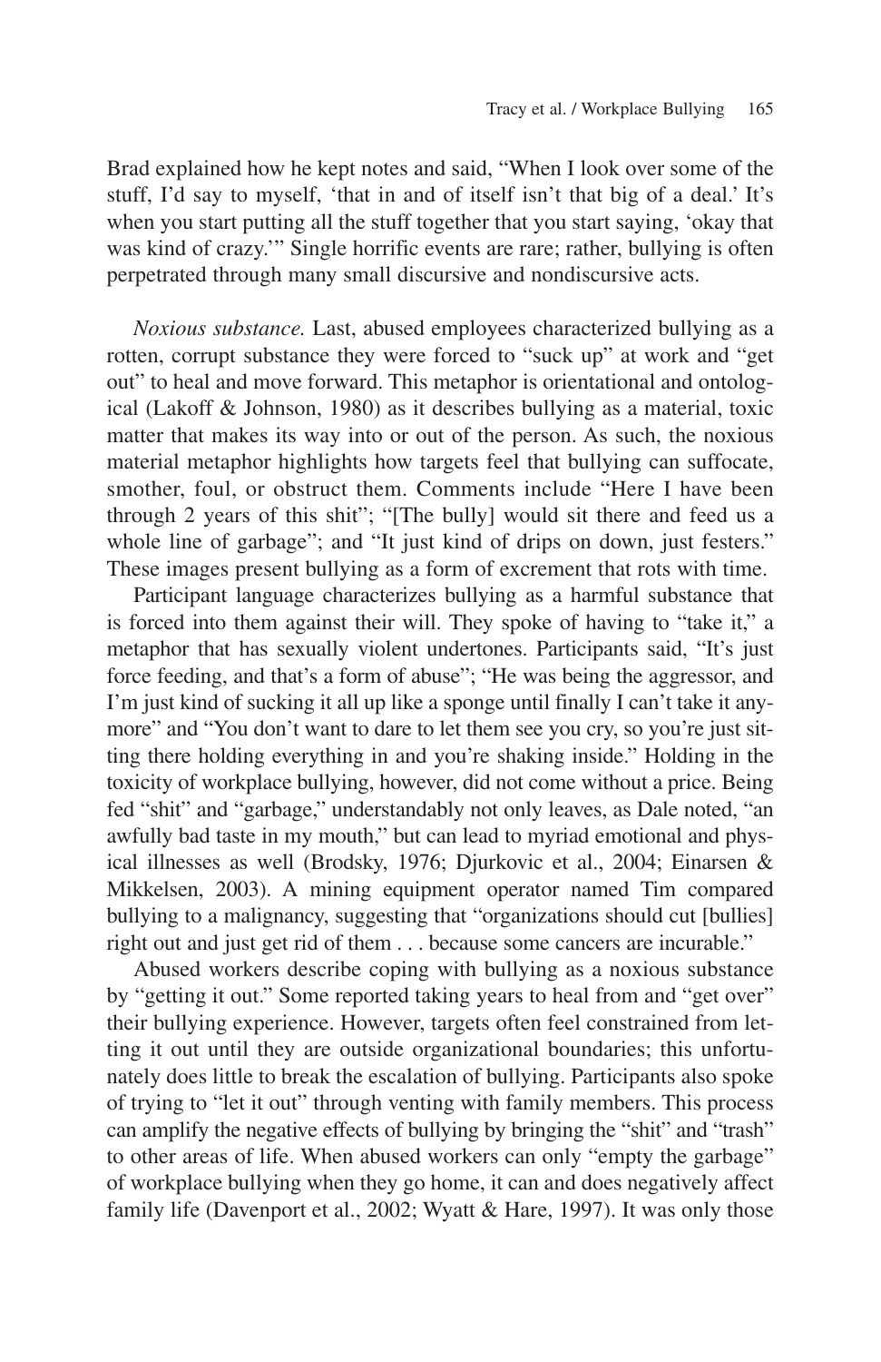Brad explained how he kept notes and said, "When I look over some of the stuff, I'd say to myself, 'that in and of itself isn't that big of a deal.' It's when you start putting all the stuff together that you start saying, 'okay that was kind of crazy.'" Single horrific events are rare; rather, bullying is often perpetrated through many small discursive and nondiscursive acts.

*Noxious substance.* Last, abused employees characterized bullying as a rotten, corrupt substance they were forced to "suck up" at work and "get out" to heal and move forward. This metaphor is orientational and ontological (Lakoff & Johnson, 1980) as it describes bullying as a material, toxic matter that makes its way into or out of the person. As such, the noxious material metaphor highlights how targets feel that bullying can suffocate, smother, foul, or obstruct them. Comments include "Here I have been through 2 years of this shit"; "[The bully] would sit there and feed us a whole line of garbage"; and "It just kind of drips on down, just festers." These images present bullying as a form of excrement that rots with time.

Participant language characterizes bullying as a harmful substance that is forced into them against their will. They spoke of having to "take it," a metaphor that has sexually violent undertones. Participants said, "It's just force feeding, and that's a form of abuse"; "He was being the aggressor, and I'm just kind of sucking it all up like a sponge until finally I can't take it anymore" and "You don't want to dare to let them see you cry, so you're just sitting there holding everything in and you're shaking inside." Holding in the toxicity of workplace bullying, however, did not come without a price. Being fed "shit" and "garbage," understandably not only leaves, as Dale noted, "an awfully bad taste in my mouth," but can lead to myriad emotional and physical illnesses as well (Brodsky, 1976; Djurkovic et al., 2004; Einarsen & Mikkelsen, 2003). A mining equipment operator named Tim compared bullying to a malignancy, suggesting that "organizations should cut [bullies] right out and just get rid of them . . . because some cancers are incurable."

Abused workers describe coping with bullying as a noxious substance by "getting it out." Some reported taking years to heal from and "get over" their bullying experience. However, targets often feel constrained from letting it out until they are outside organizational boundaries; this unfortunately does little to break the escalation of bullying. Participants also spoke of trying to "let it out" through venting with family members. This process can amplify the negative effects of bullying by bringing the "shit" and "trash" to other areas of life. When abused workers can only "empty the garbage" of workplace bullying when they go home, it can and does negatively affect family life (Davenport et al., 2002; Wyatt & Hare, 1997). It was only those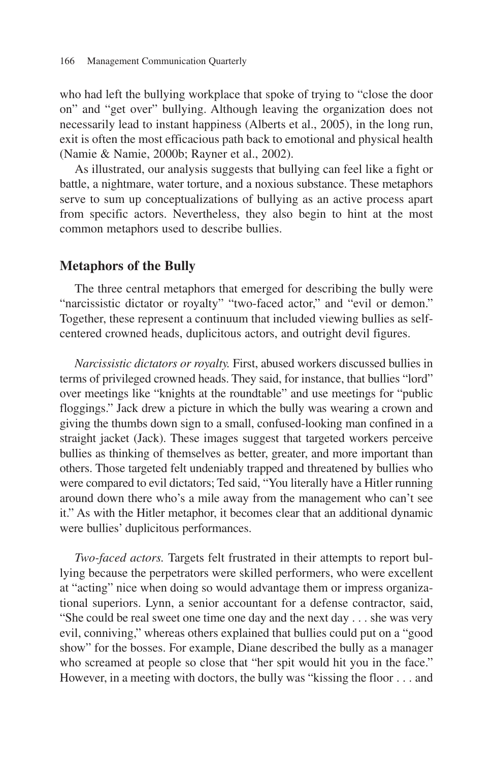who had left the bullying workplace that spoke of trying to "close the door on" and "get over" bullying. Although leaving the organization does not necessarily lead to instant happiness (Alberts et al., 2005), in the long run, exit is often the most efficacious path back to emotional and physical health (Namie & Namie, 2000b; Rayner et al., 2002).

As illustrated, our analysis suggests that bullying can feel like a fight or battle, a nightmare, water torture, and a noxious substance. These metaphors serve to sum up conceptualizations of bullying as an active process apart from specific actors. Nevertheless, they also begin to hint at the most common metaphors used to describe bullies.

## Metaphors of the Bully

The three central metaphors that emerged for describing the bully were "narcissistic dictator or royalty" "two-faced actor," and "evil or demon." Together, these represent a continuum that included viewing bullies as self-centered crowned heads, duplicitous actors, and outright devil figures.

*Narcissistic dictators or royalty.* First, abused workers discussed bullies in terms of privileged crowned heads. They said, for instance, that bullies "lord" over meetings like "knights at the roundtable" and use meetings for "public floggings." Jack drew a picture in which the bully was wearing a crown and giving the thumbs down sign to a small, confused-looking man confined in a straight jacket (Jack). These images suggest that targeted workers perceive bullies as thinking of themselves as better, greater, and more important than others. Those targeted felt undeniably trapped and threatened by bullies who were compared to evil dictators; Ted said, "You literally have a Hitler running around down there who's a mile away from the management who can't see it." As with the Hitler metaphor, it becomes clear that an additional dynamic were bullies' duplicitous performances.

*Two-faced actors.* Targets felt frustrated in their attempts to report bullying because the perpetrators were skilled performers, who were excellent at "acting" nice when doing so would advantage them or impress organizational superiors. Lynn, a senior accountant for a defense contractor, said, "She could be real sweet one time one day and the next day . . . she was very evil, conniving," whereas others explained that bullies could put on a "good show" for the bosses. For example, Diane described the bully as a manager who screamed at people so close that "her spit would hit you in the face." However, in a meeting with doctors, the bully was "kissing the floor . . . and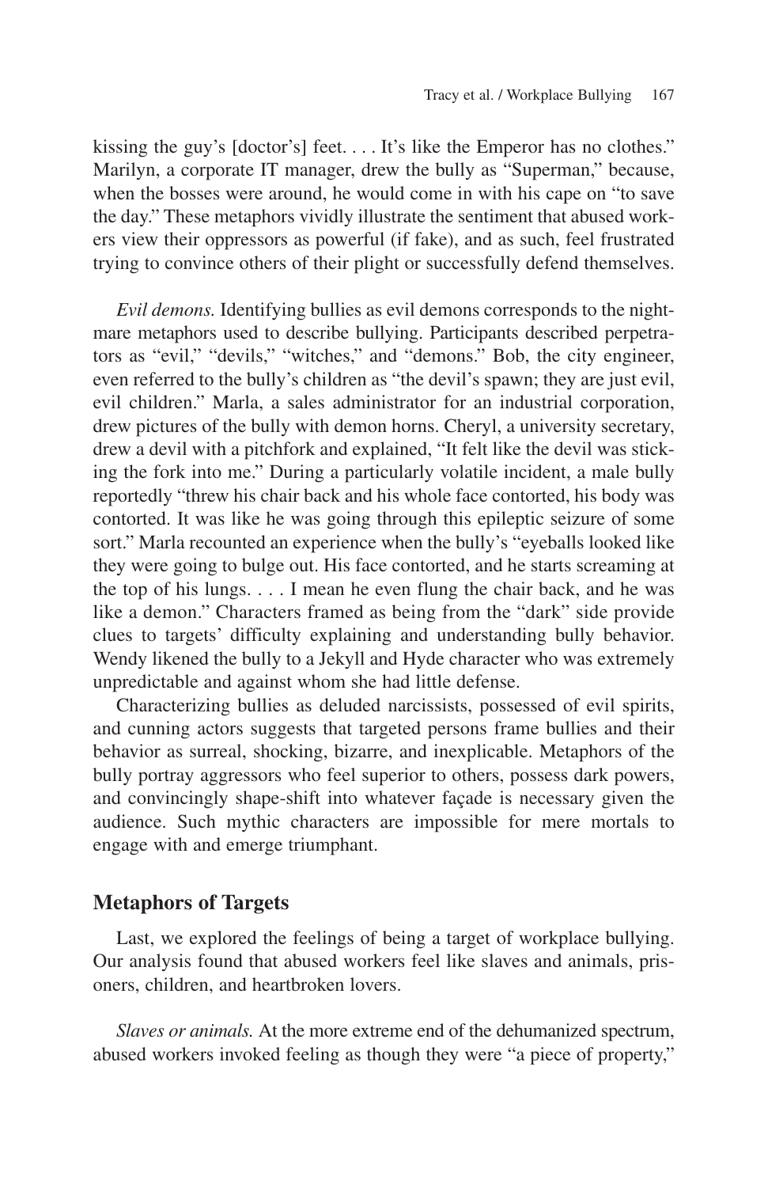kissing the guy's [doctor's] feet. . . . It's like the Emperor has no clothes." Marilyn, a corporate IT manager, drew the bully as "Superman," because, when the bosses were around, he would come in with his cape on "to save the day." These metaphors vividly illustrate the sentiment that abused workers view their oppressors as powerful (if fake), and as such, feel frustrated trying to convince others of their plight or successfully defend themselves.

*Evil demons.* Identifying bullies as evil demons corresponds to the nightmare metaphors used to describe bullying. Participants described perpetrators as "evil," "devils," "witches," and "demons." Bob, the city engineer, even referred to the bully's children as "the devil's spawn; they are just evil, evil children." Marla, a sales administrator for an industrial corporation, drew pictures of the bully with demon horns. Cheryl, a university secretary, drew a devil with a pitchfork and explained, "It felt like the devil was sticking the fork into me." During a particularly volatile incident, a male bully reportedly "threw his chair back and his whole face contorted, his body was contorted. It was like he was going through this epileptic seizure of some sort." Marla recounted an experience when the bully's "eyeballs looked like they were going to bulge out. His face contorted, and he starts screaming at the top of his lungs. . . . I mean he even flung the chair back, and he was like a demon." Characters framed as being from the "dark" side provide clues to targets' difficulty explaining and understanding bully behavior. Wendy likened the bully to a Jekyll and Hyde character who was extremely unpredictable and against whom she had little defense.

Characterizing bullies as deluded narcissists, possessed of evil spirits, and cunning actors suggests that targeted persons frame bullies and their behavior as surreal, shocking, bizarre, and inexplicable. Metaphors of the bully portray aggressors who feel superior to others, possess dark powers, and convincingly shape-shift into whatever façade is necessary given the audience. Such mythic characters are impossible for mere mortals to engage with and emerge triumphant.

## Metaphors of Targets

Last, we explored the feelings of being a target of workplace bullying. Our analysis found that abused workers feel like slaves and animals, prisoners, children, and heartbroken lovers.

*Slaves or animals.* At the more extreme end of the dehumanized spectrum, abused workers invoked feeling as though they were "a piece of property,"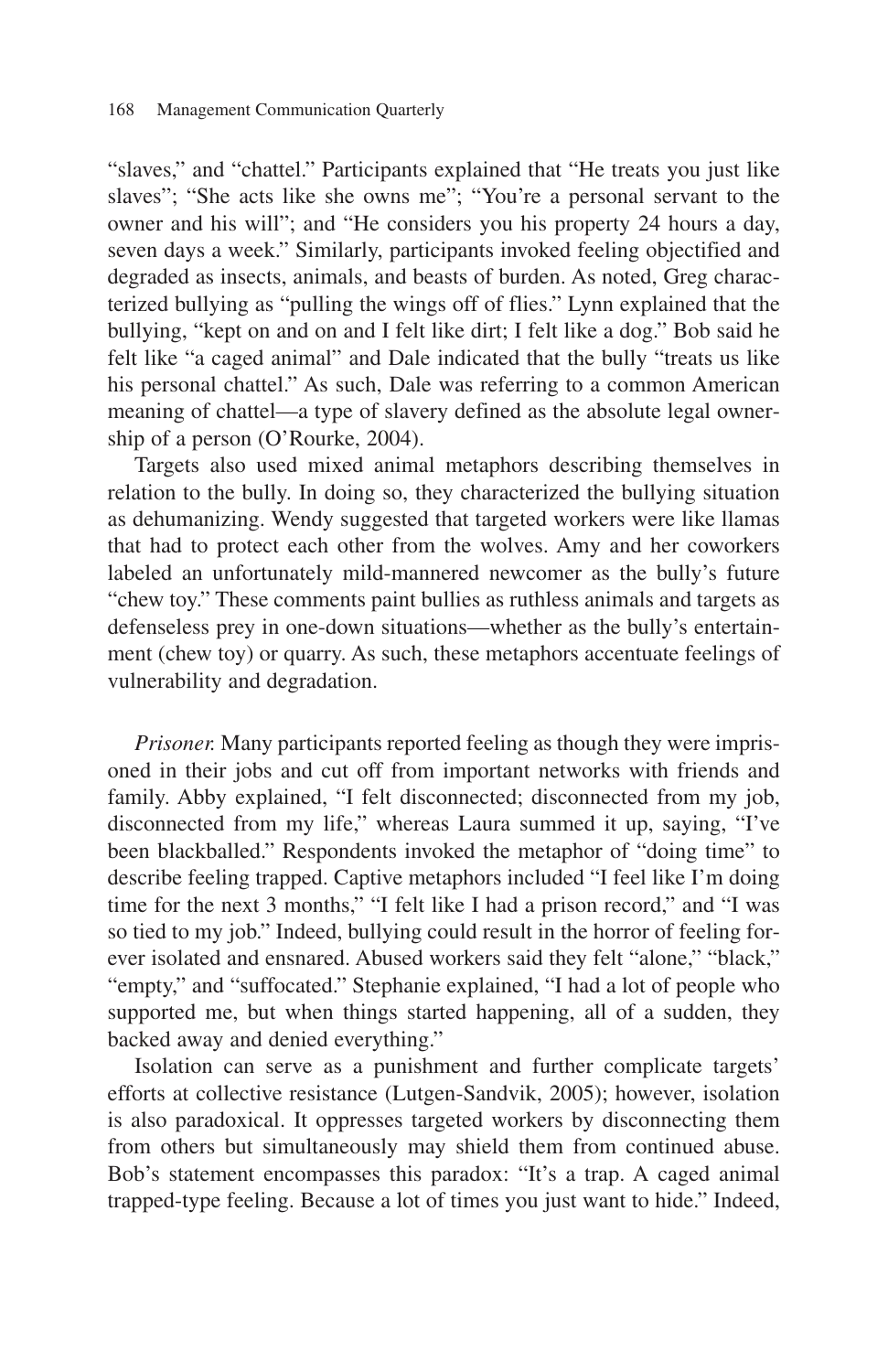"slaves," and "chattel." Participants explained that "He treats you just like slaves"; "She acts like she owns me"; "You're a personal servant to the owner and his will"; and "He considers you his property 24 hours a day, seven days a week." Similarly, participants invoked feeling objectified and degraded as insects, animals, and beasts of burden. As noted, Greg characterized bullying as "pulling the wings off of flies." Lynn explained that the bullying, "kept on and on and I felt like dirt; I felt like a dog." Bob said he felt like "a caged animal" and Dale indicated that the bully "treats us like his personal chattel." As such, Dale was referring to a common American meaning of chattel—a type of slavery defined as the absolute legal ownership of a person (O'Rourke, 2004).

Targets also used mixed animal metaphors describing themselves in relation to the bully. In doing so, they characterized the bullying situation as dehumanizing. Wendy suggested that targeted workers were like llamas that had to protect each other from the wolves. Amy and her coworkers labeled an unfortunately mild-mannered newcomer as the bully's future "chew toy." These comments paint bullies as ruthless animals and targets as defenseless prey in one-down situations—whether as the bully's entertainment (chew toy) or quarry. As such, these metaphors accentuate feelings of vulnerability and degradation.

*Prisoner.* Many participants reported feeling as though they were imprisoned in their jobs and cut off from important networks with friends and family. Abby explained, "I felt disconnected; disconnected from my job, disconnected from my life," whereas Laura summed it up, saying, "I've been blackballed." Respondents invoked the metaphor of "doing time" to describe feeling trapped. Captive metaphors included "I feel like I'm doing time for the next 3 months," "I felt like I had a prison record," and "I was so tied to my job." Indeed, bullying could result in the horror of feeling forever isolated and ensnared. Abused workers said they felt "alone," "black," "empty," and "suffocated." Stephanie explained, "I had a lot of people who supported me, but when things started happening, all of a sudden, they backed away and denied everything."

Isolation can serve as a punishment and further complicate targets' efforts at collective resistance (Lutgen-Sandvik, 2005); however, isolation is also paradoxical. It oppresses targeted workers by disconnecting them from others but simultaneously may shield them from continued abuse. Bob's statement encompasses this paradox: "It's a trap. A caged animal trapped-type feeling. Because a lot of times you just want to hide." Indeed,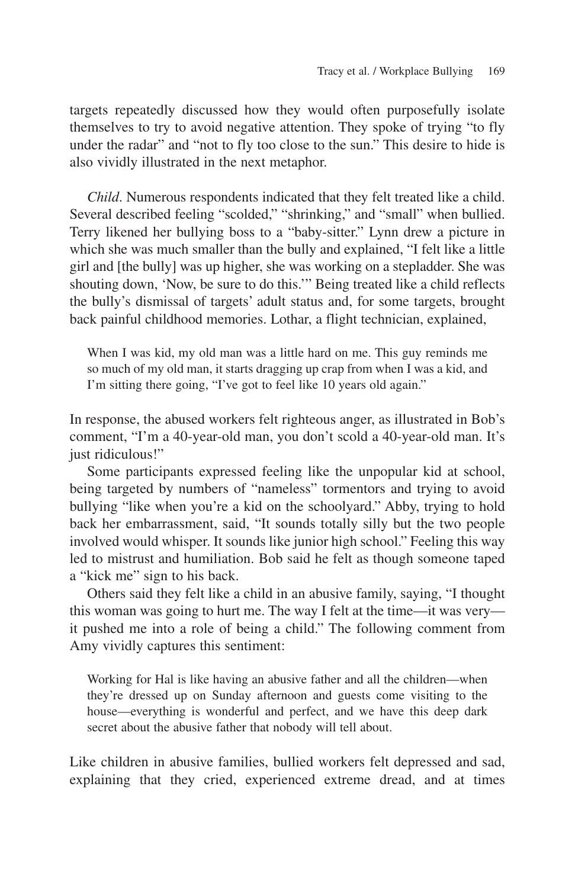targets repeatedly discussed how they would often purposefully isolate themselves to try to avoid negative attention. They spoke of trying "to fly under the radar" and "not to fly too close to the sun." This desire to hide is also vividly illustrated in the next metaphor.

*Child*. Numerous respondents indicated that they felt treated like a child. Several described feeling "scolded," "shrinking," and "small" when bullied. Terry likened her bullying boss to a "baby-sitter." Lynn drew a picture in which she was much smaller than the bully and explained, "I felt like a little girl and [the bully] was up higher, she was working on a stepladder. She was shouting down, 'Now, be sure to do this.'" Being treated like a child reflects the bully's dismissal of targets' adult status and, for some targets, brought back painful childhood memories. Lothar, a flight technician, explained,

> When I was kid, my old man was a little hard on me. This guy reminds me so much of my old man, it starts dragging up crap from when I was a kid, and I'm sitting there going, "I've got to feel like 10 years old again."

In response, the abused workers felt righteous anger, as illustrated in Bob's comment, "I'm a 40-year-old man, you don't scold a 40-year-old man. It's just ridiculous!"

Some participants expressed feeling like the unpopular kid at school, being targeted by numbers of "nameless" tormentors and trying to avoid bullying "like when you're a kid on the schoolyard." Abby, trying to hold back her embarrassment, said, "It sounds totally silly but the two people involved would whisper. It sounds like junior high school." Feeling this way led to mistrust and humiliation. Bob said he felt as though someone taped a "kick me" sign to his back.

Others said they felt like a child in an abusive family, saying, "I thought this woman was going to hurt me. The way I felt at the time—it was very—it pushed me into a role of being a child." The following comment from Amy vividly captures this sentiment:

> Working for Hal is like having an abusive father and all the children—when they're dressed up on Sunday afternoon and guests come visiting to the house—everything is wonderful and perfect, and we have this deep dark secret about the abusive father that nobody will tell about.

Like children in abusive families, bullied workers felt depressed and sad, explaining that they cried, experienced extreme dread, and at times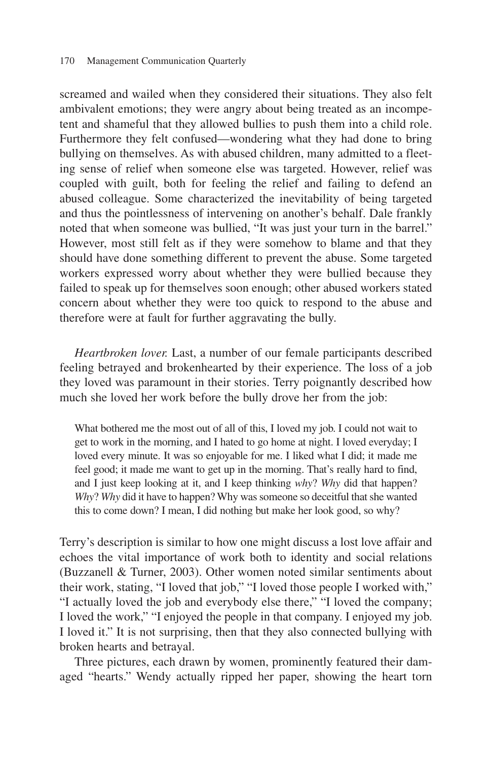screamed and wailed when they considered their situations. They also felt ambivalent emotions; they were angry about being treated as an incompetent and shameful that they allowed bullies to push them into a child role. Furthermore they felt confused—wondering what they had done to bring bullying on themselves. As with abused children, many admitted to a fleeting sense of relief when someone else was targeted. However, relief was coupled with guilt, both for feeling the relief and failing to defend an abused colleague. Some characterized the inevitability of being targeted and thus the pointlessness of intervening on another's behalf. Dale frankly noted that when someone was bullied, "It was just your turn in the barrel." However, most still felt as if they were somehow to blame and that they should have done something different to prevent the abuse. Some targeted workers expressed worry about whether they were bullied because they failed to speak up for themselves soon enough; other abused workers stated concern about whether they were too quick to respond to the abuse and therefore were at fault for further aggravating the bully.

*Heartbroken lover.* Last, a number of our female participants described feeling betrayed and brokenhearted by their experience. The loss of a job they loved was paramount in their stories. Terry poignantly described how much she loved her work before the bully drove her from the job:

> What bothered me the most out of all of this, I loved my job. I could not wait to get to work in the morning, and I hated to go home at night. I loved everyday; I loved every minute. It was so enjoyable for me. I liked what I did; it made me feel good; it made me want to get up in the morning. That's really hard to find, and I just keep looking at it, and I keep thinking *why*? *Why* did that happen? *Why*? *Why* did it have to happen? Why was someone so deceitful that she wanted this to come down? I mean, I did nothing but make her look good, so why?

Terry's description is similar to how one might discuss a lost love affair and echoes the vital importance of work both to identity and social relations (Buzzanell & Turner, 2003). Other women noted similar sentiments about their work, stating, "I loved that job," "I loved those people I worked with," "I actually loved the job and everybody else there," "I loved the company; I loved the work," "I enjoyed the people in that company. I enjoyed my job. I loved it." It is not surprising, then that they also connected bullying with broken hearts and betrayal.

Three pictures, each drawn by women, prominently featured their damaged "hearts." Wendy actually ripped her paper, showing the heart torn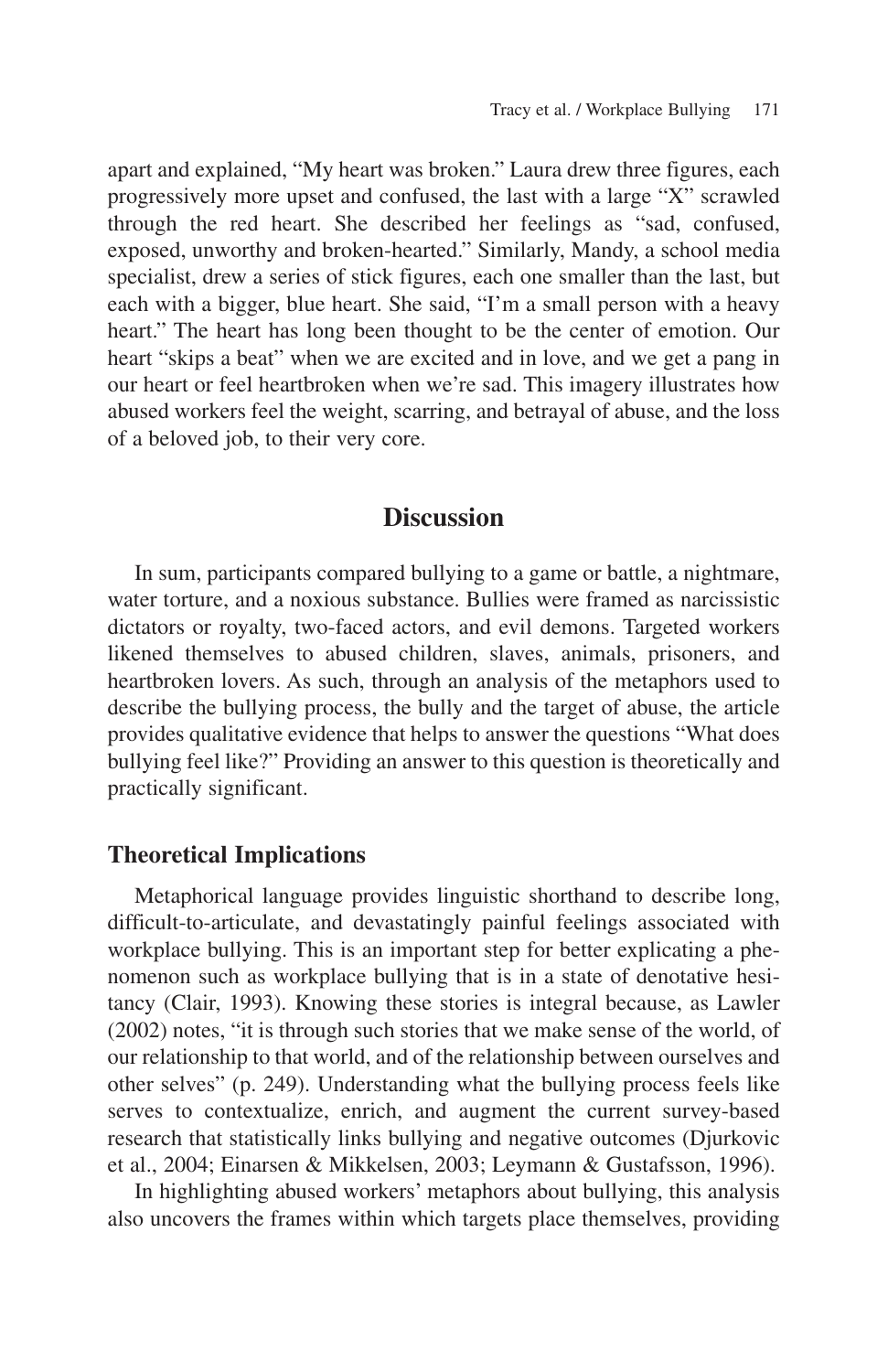apart and explained, "My heart was broken." Laura drew three figures, each progressively more upset and confused, the last with a large "X" scrawled through the red heart. She described her feelings as "sad, confused, exposed, unworthy and broken-hearted." Similarly, Mandy, a school media specialist, drew a series of stick figures, each one smaller than the last, but each with a bigger, blue heart. She said, "I'm a small person with a heavy heart." The heart has long been thought to be the center of emotion. Our heart "skips a beat" when we are excited and in love, and we get a pang in our heart or feel heartbroken when we're sad. This imagery illustrates how abused workers feel the weight, scarring, and betrayal of abuse, and the loss of a beloved job, to their very core.

## Discussion

In sum, participants compared bullying to a game or battle, a nightmare, water torture, and a noxious substance. Bullies were framed as narcissistic dictators or royalty, two-faced actors, and evil demons. Targeted workers likened themselves to abused children, slaves, animals, prisoners, and heartbroken lovers. As such, through an analysis of the metaphors used to describe the bullying process, the bully and the target of abuse, the article provides qualitative evidence that helps to answer the questions "What does bullying feel like?" Providing an answer to this question is theoretically and practically significant.

### Theoretical Implications

Metaphorical language provides linguistic shorthand to describe long, difficult-to-articulate, and devastatingly painful feelings associated with workplace bullying. This is an important step for better explicating a phenomenon such as workplace bullying that is in a state of denotative hesitancy (Clair, 1993). Knowing these stories is integral because, as Lawler (2002) notes, "it is through such stories that we make sense of the world, of our relationship to that world, and of the relationship between ourselves and other selves" (p. 249). Understanding what the bullying process feels like serves to contextualize, enrich, and augment the current survey-based research that statistically links bullying and negative outcomes (Djurkovic et al., 2004; Einarsen & Mikkelsen, 2003; Leymann & Gustafsson, 1996).

In highlighting abused workers' metaphors about bullying, this analysis also uncovers the frames within which targets place themselves, providing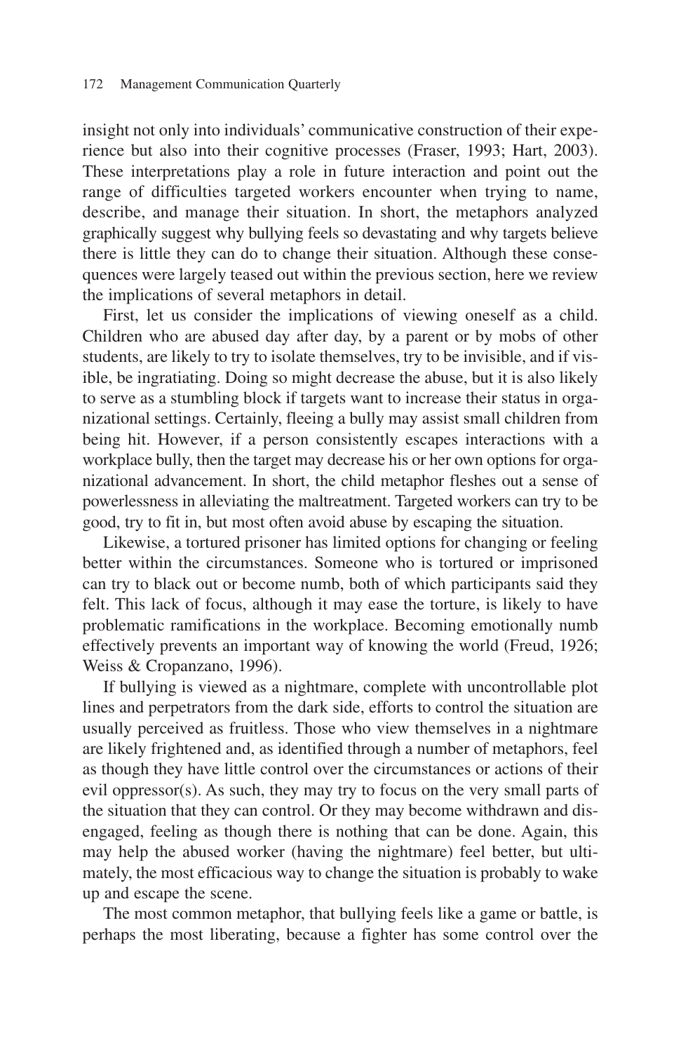insight not only into individuals' communicative construction of their experience but also into their cognitive processes (Fraser, 1993; Hart, 2003). These interpretations play a role in future interaction and point out the range of difficulties targeted workers encounter when trying to name, describe, and manage their situation. In short, the metaphors analyzed graphically suggest why bullying feels so devastating and why targets believe there is little they can do to change their situation. Although these consequences were largely teased out within the previous section, here we review the implications of several metaphors in detail.

First, let us consider the implications of viewing oneself as a child. Children who are abused day after day, by a parent or by mobs of other students, are likely to try to isolate themselves, try to be invisible, and if visible, be ingratiating. Doing so might decrease the abuse, but it is also likely to serve as a stumbling block if targets want to increase their status in organizational settings. Certainly, fleeing a bully may assist small children from being hit. However, if a person consistently escapes interactions with a workplace bully, then the target may decrease his or her own options for organizational advancement. In short, the child metaphor fleshes out a sense of powerlessness in alleviating the maltreatment. Targeted workers can try to be good, try to fit in, but most often avoid abuse by escaping the situation.

Likewise, a tortured prisoner has limited options for changing or feeling better within the circumstances. Someone who is tortured or imprisoned can try to black out or become numb, both of which participants said they felt. This lack of focus, although it may ease the torture, is likely to have problematic ramifications in the workplace. Becoming emotionally numb effectively prevents an important way of knowing the world (Freud, 1926; Weiss & Cropanzano, 1996).

If bullying is viewed as a nightmare, complete with uncontrollable plot lines and perpetrators from the dark side, efforts to control the situation are usually perceived as fruitless. Those who view themselves in a nightmare are likely frightened and, as identified through a number of metaphors, feel as though they have little control over the circumstances or actions of their evil oppressor(s). As such, they may try to focus on the very small parts of the situation that they can control. Or they may become withdrawn and disengaged, feeling as though there is nothing that can be done. Again, this may help the abused worker (having the nightmare) feel better, but ultimately, the most efficacious way to change the situation is probably to wake up and escape the scene.

The most common metaphor, that bullying feels like a game or battle, is perhaps the most liberating, because a fighter has some control over the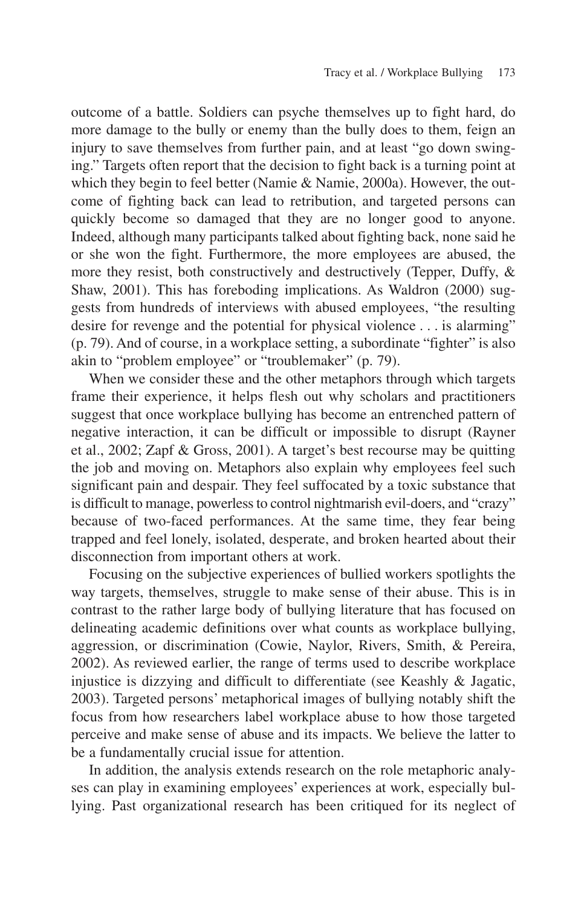outcome of a battle. Soldiers can psyche themselves up to fight hard, do more damage to the bully or enemy than the bully does to them, feign an injury to save themselves from further pain, and at least "go down swinging." Targets often report that the decision to fight back is a turning point at which they begin to feel better (Namie & Namie, 2000a). However, the outcome of fighting back can lead to retribution, and targeted persons can quickly become so damaged that they are no longer good to anyone. Indeed, although many participants talked about fighting back, none said he or she won the fight. Furthermore, the more employees are abused, the more they resist, both constructively and destructively (Tepper, Duffy, & Shaw, 2001). This has foreboding implications. As Waldron (2000) suggests from hundreds of interviews with abused employees, "the resulting desire for revenge and the potential for physical violence . . . is alarming" (p. 79). And of course, in a workplace setting, a subordinate "fighter" is also akin to "problem employee" or "troublemaker" (p. 79).

When we consider these and the other metaphors through which targets frame their experience, it helps flesh out why scholars and practitioners suggest that once workplace bullying has become an entrenched pattern of negative interaction, it can be difficult or impossible to disrupt (Rayner et al., 2002; Zapf & Gross, 2001). A target's best recourse may be quitting the job and moving on. Metaphors also explain why employees feel such significant pain and despair. They feel suffocated by a toxic substance that is difficult to manage, powerless to control nightmarish evil-doers, and "crazy" because of two-faced performances. At the same time, they fear being trapped and feel lonely, isolated, desperate, and broken hearted about their disconnection from important others at work.

Focusing on the subjective experiences of bullied workers spotlights the way targets, themselves, struggle to make sense of their abuse. This is in contrast to the rather large body of bullying literature that has focused on delineating academic definitions over what counts as workplace bullying, aggression, or discrimination (Cowie, Naylor, Rivers, Smith, & Pereira, 2002). As reviewed earlier, the range of terms used to describe workplace injustice is dizzying and difficult to differentiate (see Keashly & Jagatic, 2003). Targeted persons' metaphorical images of bullying notably shift the focus from how researchers label workplace abuse to how those targeted perceive and make sense of abuse and its impacts. We believe the latter to be a fundamentally crucial issue for attention.

In addition, the analysis extends research on the role metaphoric analyses can play in examining employees' experiences at work, especially bullying. Past organizational research has been critiqued for its neglect of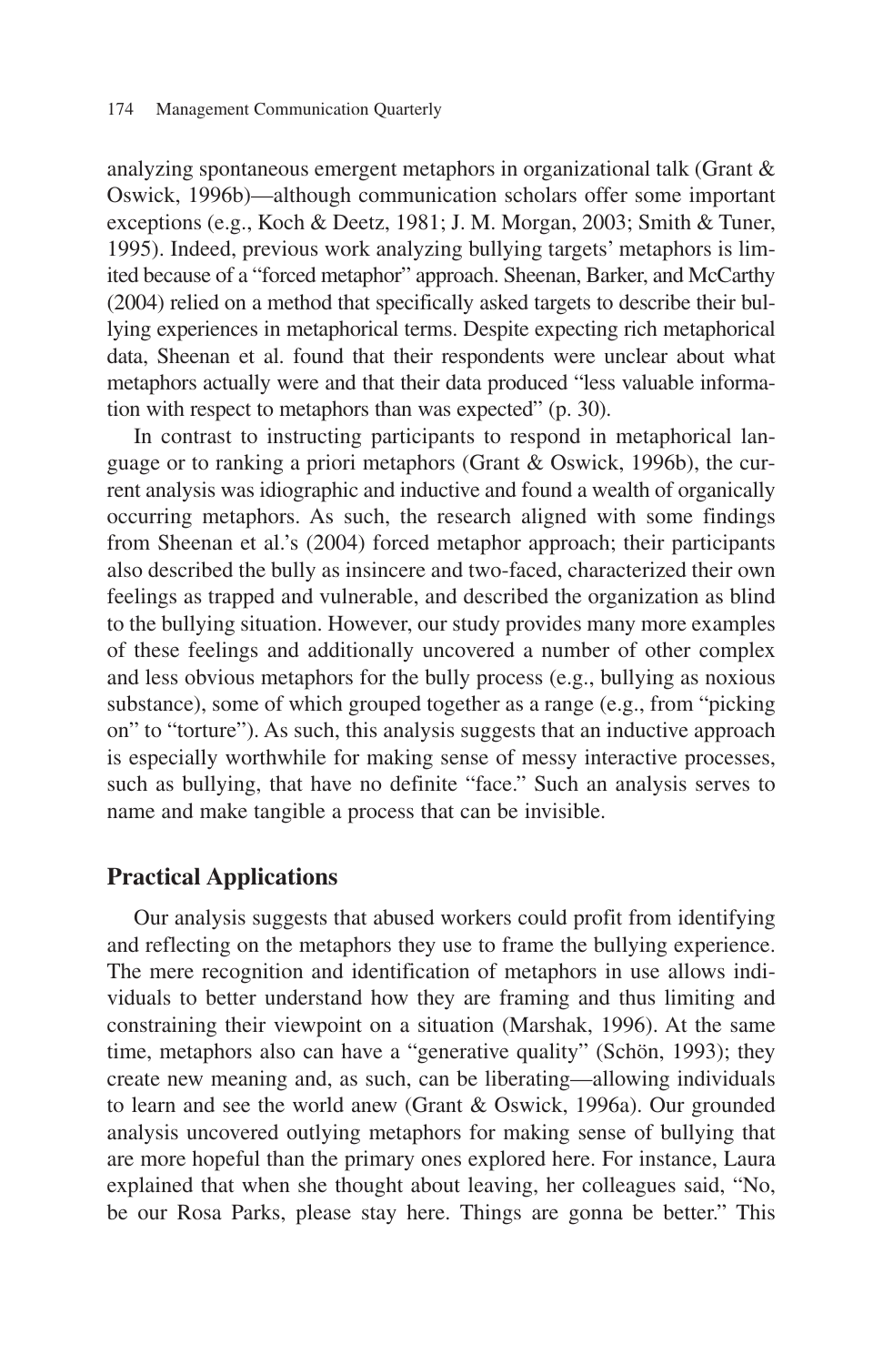analyzing spontaneous emergent metaphors in organizational talk (Grant & Oswick, 1996b)—although communication scholars offer some important exceptions (e.g., Koch & Deetz, 1981; J. M. Morgan, 2003; Smith & Tuner, 1995). Indeed, previous work analyzing bullying targets' metaphors is limited because of a "forced metaphor" approach. Sheenan, Barker, and McCarthy (2004) relied on a method that specifically asked targets to describe their bullying experiences in metaphorical terms. Despite expecting rich metaphorical data, Sheenan et al. found that their respondents were unclear about what metaphors actually were and that their data produced "less valuable information with respect to metaphors than was expected" (p. 30).

In contrast to instructing participants to respond in metaphorical language or to ranking a priori metaphors (Grant & Oswick, 1996b), the current analysis was idiographic and inductive and found a wealth of organically occurring metaphors. As such, the research aligned with some findings from Sheenan et al.'s (2004) forced metaphor approach; their participants also described the bully as insincere and two-faced, characterized their own feelings as trapped and vulnerable, and described the organization as blind to the bullying situation. However, our study provides many more examples of these feelings and additionally uncovered a number of other complex and less obvious metaphors for the bully process (e.g., bullying as noxious substance), some of which grouped together as a range (e.g., from "picking on" to "torture"). As such, this analysis suggests that an inductive approach is especially worthwhile for making sense of messy interactive processes, such as bullying, that have no definite "face." Such an analysis serves to name and make tangible a process that can be invisible.

## Practical Applications

Our analysis suggests that abused workers could profit from identifying and reflecting on the metaphors they use to frame the bullying experience. The mere recognition and identification of metaphors in use allows individuals to better understand how they are framing and thus limiting and constraining their viewpoint on a situation (Marshak, 1996). At the same time, metaphors also can have a "generative quality" (Schön, 1993); they create new meaning and, as such, can be liberating—allowing individuals to learn and see the world anew (Grant & Oswick, 1996a). Our grounded analysis uncovered outlying metaphors for making sense of bullying that are more hopeful than the primary ones explored here. For instance, Laura explained that when she thought about leaving, her colleagues said, "No, be our Rosa Parks, please stay here. Things are gonna be better." This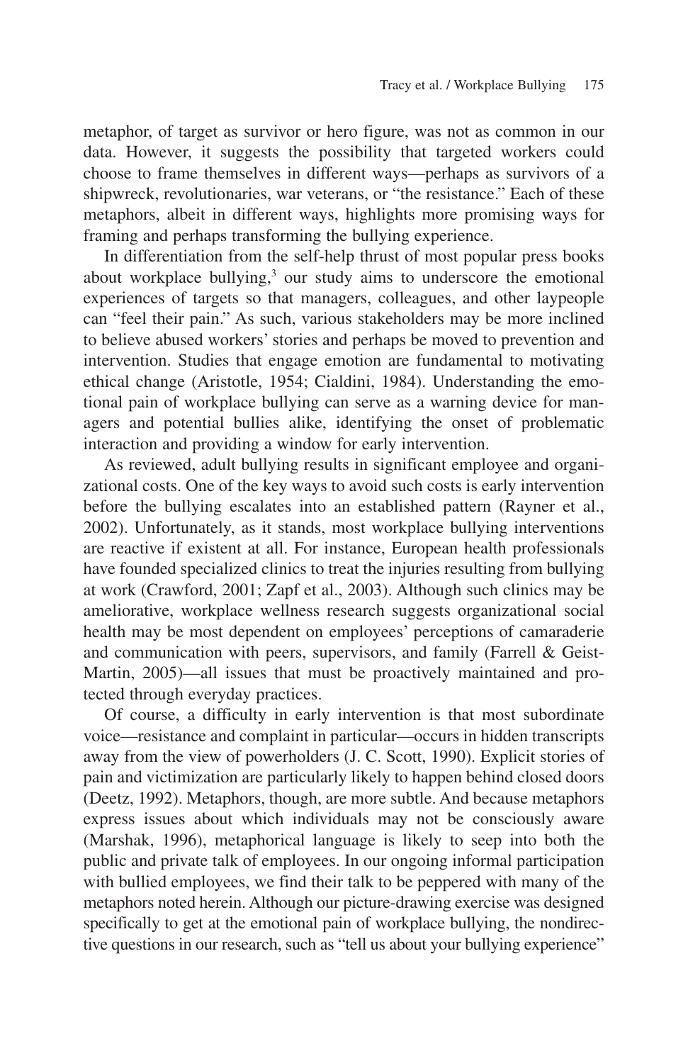metaphor, of target as survivor or hero figure, was not as common in our data. However, it suggests the possibility that targeted workers could choose to frame themselves in different ways—perhaps as survivors of a shipwreck, revolutionaries, war veterans, or "the resistance." Each of these metaphors, albeit in different ways, highlights more promising ways for framing and perhaps transforming the bullying experience.

In differentiation from the self-help thrust of most popular press books about workplace bullying,[3] our study aims to underscore the emotional experiences of targets so that managers, colleagues, and other laypeople can "feel their pain." As such, various stakeholders may be more inclined to believe abused workers' stories and perhaps be moved to prevention and intervention. Studies that engage emotion are fundamental to motivating ethical change (Aristotle, 1954; Cialdini, 1984). Understanding the emotional pain of workplace bullying can serve as a warning device for managers and potential bullies alike, identifying the onset of problematic interaction and providing a window for early intervention.

As reviewed, adult bullying results in significant employee and organizational costs. One of the key ways to avoid such costs is early intervention before the bullying escalates into an established pattern (Rayner et al., 2002). Unfortunately, as it stands, most workplace bullying interventions are reactive if existent at all. For instance, European health professionals have founded specialized clinics to treat the injuries resulting from bullying at work (Crawford, 2001; Zapf et al., 2003). Although such clinics may be ameliorative, workplace wellness research suggests organizational social health may be most dependent on employees' perceptions of camaraderie and communication with peers, supervisors, and family (Farrell & Geist-Martin, 2005)—all issues that must be proactively maintained and protected through everyday practices.

Of course, a difficulty in early intervention is that most subordinate voice—resistance and complaint in particular—occurs in hidden transcripts away from the view of powerholders (J. C. Scott, 1990). Explicit stories of pain and victimization are particularly likely to happen behind closed doors (Deetz, 1992). Metaphors, though, are more subtle. And because metaphors express issues about which individuals may not be consciously aware (Marshak, 1996), metaphorical language is likely to seep into both the public and private talk of employees. In our ongoing informal participation with bullied employees, we find their talk to be peppered with many of the metaphors noted herein. Although our picture-drawing exercise was designed specifically to get at the emotional pain of workplace bullying, the nondirective questions in our research, such as "tell us about your bullying experience"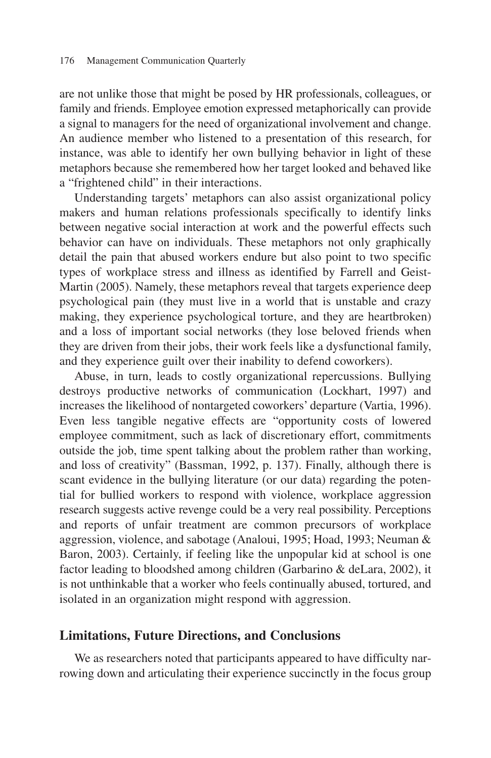are not unlike those that might be posed by HR professionals, colleagues, or family and friends. Employee emotion expressed metaphorically can provide a signal to managers for the need of organizational involvement and change. An audience member who listened to a presentation of this research, for instance, was able to identify her own bullying behavior in light of these metaphors because she remembered how her target looked and behaved like a "frightened child" in their interactions.

Understanding targets' metaphors can also assist organizational policy makers and human relations professionals specifically to identify links between negative social interaction at work and the powerful effects such behavior can have on individuals. These metaphors not only graphically detail the pain that abused workers endure but also point to two specific types of workplace stress and illness as identified by Farrell and Geist-Martin (2005). Namely, these metaphors reveal that targets experience deep psychological pain (they must live in a world that is unstable and crazy making, they experience psychological torture, and they are heartbroken) and a loss of important social networks (they lose beloved friends when they are driven from their jobs, their work feels like a dysfunctional family, and they experience guilt over their inability to defend coworkers).

Abuse, in turn, leads to costly organizational repercussions. Bullying destroys productive networks of communication (Lockhart, 1997) and increases the likelihood of nontargeted coworkers' departure (Vartia, 1996). Even less tangible negative effects are "opportunity costs of lowered employee commitment, such as lack of discretionary effort, commitments outside the job, time spent talking about the problem rather than working, and loss of creativity" (Bassman, 1992, p. 137). Finally, although there is scant evidence in the bullying literature (or our data) regarding the potential for bullied workers to respond with violence, workplace aggression research suggests active revenge could be a very real possibility. Perceptions and reports of unfair treatment are common precursors of workplace aggression, violence, and sabotage (Analoui, 1995; Hoad, 1993; Neuman & Baron, 2003). Certainly, if feeling like the unpopular kid at school is one factor leading to bloodshed among children (Garbarino & deLara, 2002), it is not unthinkable that a worker who feels continually abused, tortured, and isolated in an organization might respond with aggression.

## Limitations, Future Directions, and Conclusions

We as researchers noted that participants appeared to have difficulty narrowing down and articulating their experience succinctly in the focus group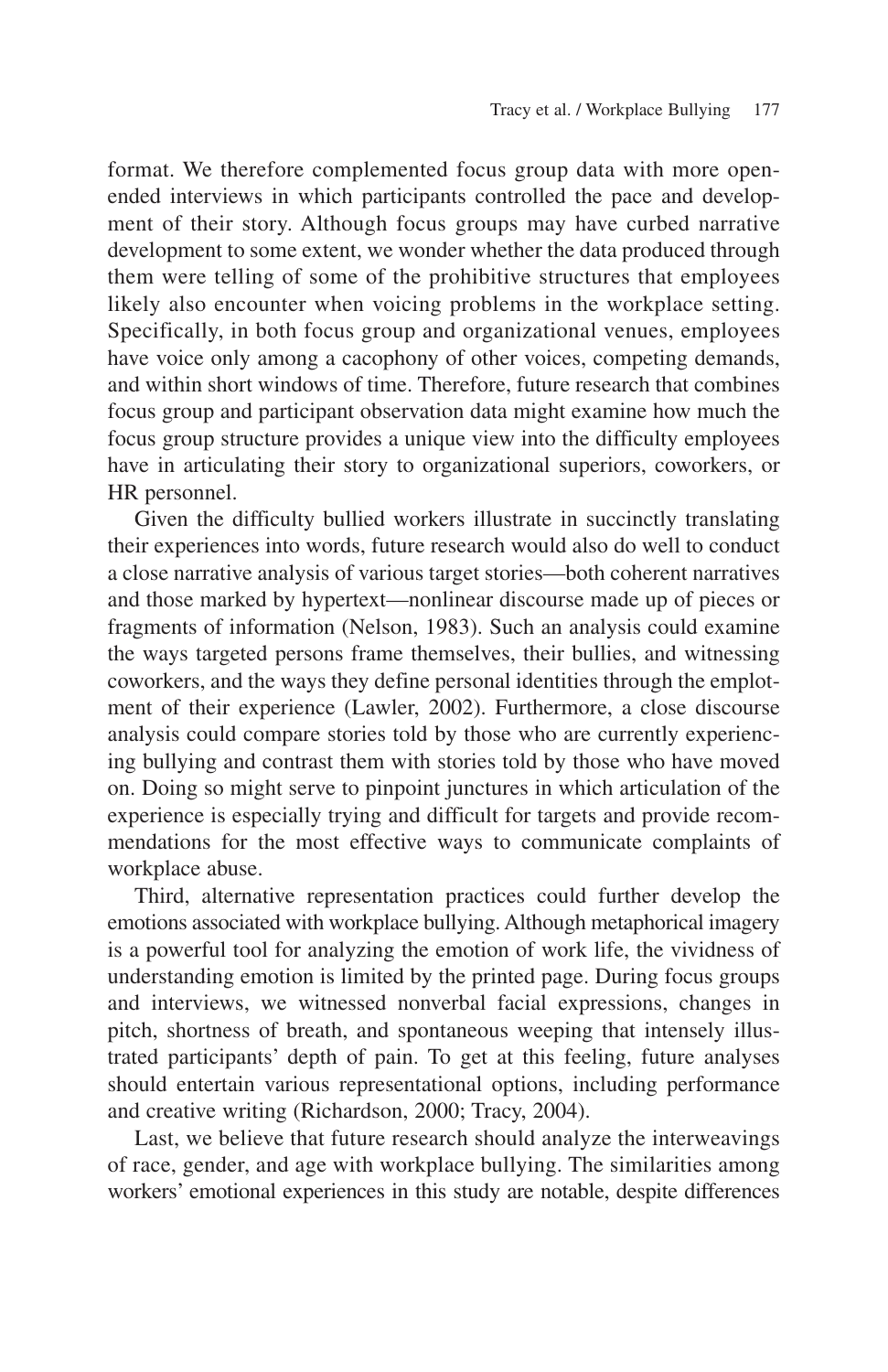format. We therefore complemented focus group data with more open-ended interviews in which participants controlled the pace and development of their story. Although focus groups may have curbed narrative development to some extent, we wonder whether the data produced through them were telling of some of the prohibitive structures that employees likely also encounter when voicing problems in the workplace setting. Specifically, in both focus group and organizational venues, employees have voice only among a cacophony of other voices, competing demands, and within short windows of time. Therefore, future research that combines focus group and participant observation data might examine how much the focus group structure provides a unique view into the difficulty employees have in articulating their story to organizational superiors, coworkers, or HR personnel.

Given the difficulty bullied workers illustrate in succinctly translating their experiences into words, future research would also do well to conduct a close narrative analysis of various target stories—both coherent narratives and those marked by hypertext—nonlinear discourse made up of pieces or fragments of information (Nelson, 1983). Such an analysis could examine the ways targeted persons frame themselves, their bullies, and witnessing coworkers, and the ways they define personal identities through the emplotment of their experience (Lawler, 2002). Furthermore, a close discourse analysis could compare stories told by those who are currently experiencing bullying and contrast them with stories told by those who have moved on. Doing so might serve to pinpoint junctures in which articulation of the experience is especially trying and difficult for targets and provide recommendations for the most effective ways to communicate complaints of workplace abuse.

Third, alternative representation practices could further develop the emotions associated with workplace bullying. Although metaphorical imagery is a powerful tool for analyzing the emotion of work life, the vividness of understanding emotion is limited by the printed page. During focus groups and interviews, we witnessed nonverbal facial expressions, changes in pitch, shortness of breath, and spontaneous weeping that intensely illustrated participants' depth of pain. To get at this feeling, future analyses should entertain various representational options, including performance and creative writing (Richardson, 2000; Tracy, 2004).

Last, we believe that future research should analyze the interweavings of race, gender, and age with workplace bullying. The similarities among workers' emotional experiences in this study are notable, despite differences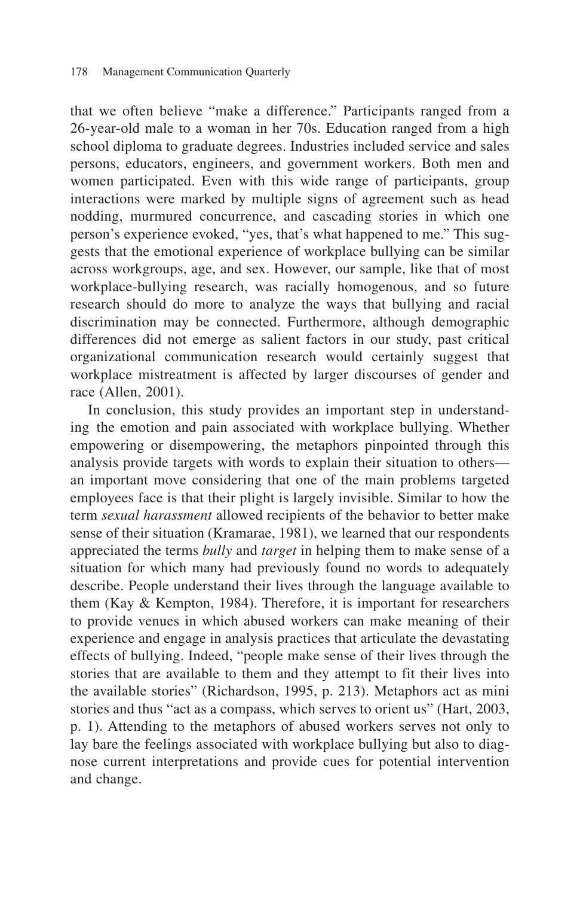that we often believe "make a difference." Participants ranged from a 26-year-old male to a woman in her 70s. Education ranged from a high school diploma to graduate degrees. Industries included service and sales persons, educators, engineers, and government workers. Both men and women participated. Even with this wide range of participants, group interactions were marked by multiple signs of agreement such as head nodding, murmured concurrence, and cascading stories in which one person's experience evoked, "yes, that's what happened to me." This suggests that the emotional experience of workplace bullying can be similar across workgroups, age, and sex. However, our sample, like that of most workplace-bullying research, was racially homogenous, and so future research should do more to analyze the ways that bullying and racial discrimination may be connected. Furthermore, although demographic differences did not emerge as salient factors in our study, past critical organizational communication research would certainly suggest that workplace mistreatment is affected by larger discourses of gender and race (Allen, 2001).

In conclusion, this study provides an important step in understanding the emotion and pain associated with workplace bullying. Whether empowering or disempowering, the metaphors pinpointed through this analysis provide targets with words to explain their situation to others—an important move considering that one of the main problems targeted employees face is that their plight is largely invisible. Similar to how the term *sexual harassment* allowed recipients of the behavior to better make sense of their situation (Kramarae, 1981), we learned that our respondents appreciated the terms *bully* and *target* in helping them to make sense of a situation for which many had previously found no words to adequately describe. People understand their lives through the language available to them (Kay & Kempton, 1984). Therefore, it is important for researchers to provide venues in which abused workers can make meaning of their experience and engage in analysis practices that articulate the devastating effects of bullying. Indeed, "people make sense of their lives through the stories that are available to them and they attempt to fit their lives into the available stories" (Richardson, 1995, p. 213). Metaphors act as mini stories and thus "act as a compass, which serves to orient us" (Hart, 2003, p. 1). Attending to the metaphors of abused workers serves not only to lay bare the feelings associated with workplace bullying but also to diagnose current interpretations and provide cues for potential intervention and change.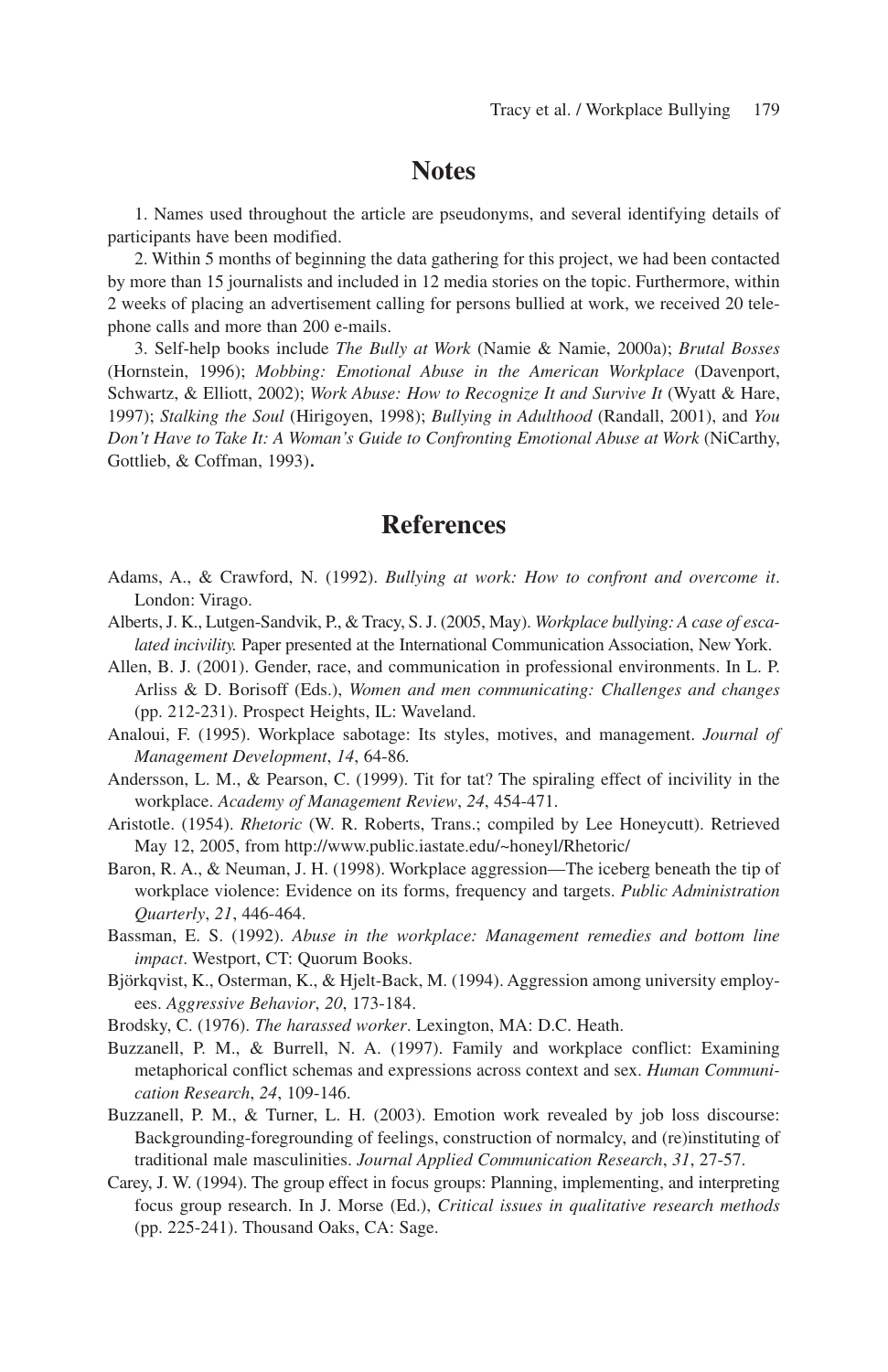## Notes

1. Names used throughout the article are pseudonyms, and several identifying details of participants have been modified.

2. Within 5 months of beginning the data gathering for this project, we had been contacted by more than 15 journalists and included in 12 media stories on the topic. Furthermore, within 2 weeks of placing an advertisement calling for persons bullied at work, we received 20 telephone calls and more than 200 e-mails.

3. Self-help books include *The Bully at Work* (Namie & Namie, 2000a); *Brutal Bosses* (Hornstein, 1996); *Mobbing: Emotional Abuse in the American Workplace* (Davenport, Schwartz, & Elliott, 2002); *Work Abuse: How to Recognize It and Survive It* (Wyatt & Hare, 1997); *Stalking the Soul* (Hirigoyen, 1998); *Bullying in Adulthood* (Randall, 2001), and *You Don't Have to Take It: A Woman's Guide to Confronting Emotional Abuse at Work* (NiCarthy, Gottlieb, & Coffman, 1993).

## References

Adams, A., & Crawford, N. (1992). *Bullying at work: How to confront and overcome it*. London: Virago.

Alberts, J. K., Lutgen-Sandvik, P., & Tracy, S. J. (2005, May). *Workplace bullying: A case of escalated incivility.* Paper presented at the International Communication Association, New York.

Allen, B. J. (2001). Gender, race, and communication in professional environments. In L. P. Arliss & D. Borisoff (Eds.), *Women and men communicating: Challenges and changes* (pp. 212-231). Prospect Heights, IL: Waveland.

Analoui, F. (1995). Workplace sabotage: Its styles, motives, and management. *Journal of Management Development*, *14*, 64-86.

Andersson, L. M., & Pearson, C. (1999). Tit for tat? The spiraling effect of incivility in the workplace. *Academy of Management Review*, *24*, 454-471.

Aristotle. (1954). *Rhetoric* (W. R. Roberts, Trans.; compiled by Lee Honeycutt). Retrieved May 12, 2005, from http://www.public.iastate.edu/~honeyl/Rhetoric/

Baron, R. A., & Neuman, J. H. (1998). Workplace aggression—The iceberg beneath the tip of workplace violence: Evidence on its forms, frequency and targets. *Public Administration Quarterly*, *21*, 446-464.

Bassman, E. S. (1992). *Abuse in the workplace: Management remedies and bottom line impact*. Westport, CT: Quorum Books.

Björkqvist, K., Osterman, K., & Hjelt-Back, M. (1994). Aggression among university employees. *Aggressive Behavior*, *20*, 173-184.

Brodsky, C. (1976). *The harassed worker*. Lexington, MA: D.C. Heath.

Buzzanell, P. M., & Burrell, N. A. (1997). Family and workplace conflict: Examining metaphorical conflict schemas and expressions across context and sex. *Human Communication Research*, *24*, 109-146.

Buzzanell, P. M., & Turner, L. H. (2003). Emotion work revealed by job loss discourse: Backgrounding-foregrounding of feelings, construction of normalcy, and (re)instituting of traditional male masculinities. *Journal Applied Communication Research*, *31*, 27-57.

Carey, J. W. (1994). The group effect in focus groups: Planning, implementing, and interpreting focus group research. In J. Morse (Ed.), *Critical issues in qualitative research methods* (pp. 225-241). Thousand Oaks, CA: Sage.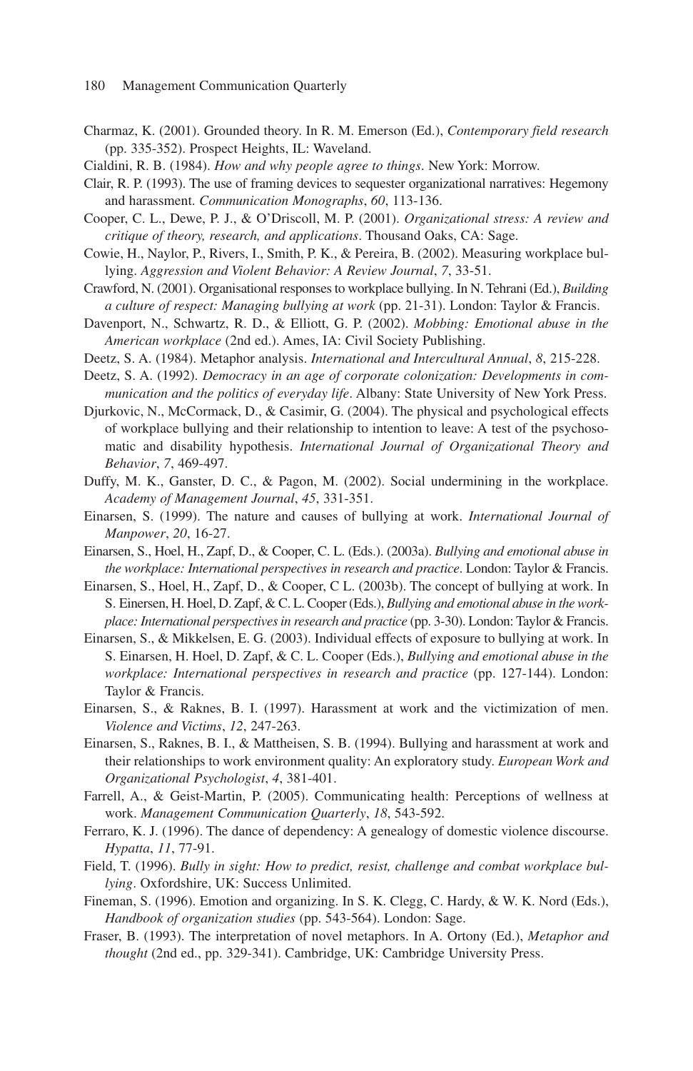Charmaz, K. (2001). Grounded theory. In R. M. Emerson (Ed.), *Contemporary field research* (pp. 335-352). Prospect Heights, IL: Waveland.

Cialdini, R. B. (1984). *How and why people agree to things*. New York: Morrow.

Clair, R. P. (1993). The use of framing devices to sequester organizational narratives: Hegemony and harassment. *Communication Monographs*, *60*, 113-136.

Cooper, C. L., Dewe, P. J., & O'Driscoll, M. P. (2001). *Organizational stress: A review and critique of theory, research, and applications*. Thousand Oaks, CA: Sage.

Cowie, H., Naylor, P., Rivers, I., Smith, P. K., & Pereira, B. (2002). Measuring workplace bullying. *Aggression and Violent Behavior: A Review Journal*, *7*, 33-51.

Crawford, N. (2001). Organisational responses to workplace bullying. In N. Tehrani (Ed.), *Building a culture of respect: Managing bullying at work* (pp. 21-31). London: Taylor & Francis.

Davenport, N., Schwartz, R. D., & Elliott, G. P. (2002). *Mobbing: Emotional abuse in the American workplace* (2nd ed.). Ames, IA: Civil Society Publishing.

Deetz, S. A. (1984). Metaphor analysis. *International and Intercultural Annual*, *8*, 215-228.

Deetz, S. A. (1992). *Democracy in an age of corporate colonization: Developments in communication and the politics of everyday life*. Albany: State University of New York Press.

Djurkovic, N., McCormack, D., & Casimir, G. (2004). The physical and psychological effects of workplace bullying and their relationship to intention to leave: A test of the psychosomatic and disability hypothesis. *International Journal of Organizational Theory and Behavior*, *7*, 469-497.

Duffy, M. K., Ganster, D. C., & Pagon, M. (2002). Social undermining in the workplace. *Academy of Management Journal*, *45*, 331-351.

Einarsen, S. (1999). The nature and causes of bullying at work. *International Journal of Manpower*, *20*, 16-27.

Einarsen, S., Hoel, H., Zapf, D., & Cooper, C. L. (Eds.). (2003a). *Bullying and emotional abuse in the workplace: International perspectives in research and practice*. London: Taylor & Francis.

Einarsen, S., Hoel, H., Zapf, D., & Cooper, C L. (2003b). The concept of bullying at work. In S. Einersen, H. Hoel, D. Zapf, & C. L. Cooper (Eds.), *Bullying and emotional abuse in the workplace: International perspectives in research and practice* (pp. 3-30). London: Taylor & Francis.

Einarsen, S., & Mikkelsen, E. G. (2003). Individual effects of exposure to bullying at work. In S. Einarsen, H. Hoel, D. Zapf, & C. L. Cooper (Eds.), *Bullying and emotional abuse in the workplace: International perspectives in research and practice* (pp. 127-144). London: Taylor & Francis.

Einarsen, S., & Raknes, B. I. (1997). Harassment at work and the victimization of men. *Violence and Victims*, *12*, 247-263.

Einarsen, S., Raknes, B. I., & Mattheisen, S. B. (1994). Bullying and harassment at work and their relationships to work environment quality: An exploratory study. *European Work and Organizational Psychologist*, *4*, 381-401.

Farrell, A., & Geist-Martin, P. (2005). Communicating health: Perceptions of wellness at work. *Management Communication Quarterly*, *18*, 543-592.

Ferraro, K. J. (1996). The dance of dependency: A genealogy of domestic violence discourse. *Hypatta*, *11*, 77-91.

Field, T. (1996). *Bully in sight: How to predict, resist, challenge and combat workplace bullying*. Oxfordshire, UK: Success Unlimited.

Fineman, S. (1996). Emotion and organizing. In S. K. Clegg, C. Hardy, & W. K. Nord (Eds.), *Handbook of organization studies* (pp. 543-564). London: Sage.

Fraser, B. (1993). The interpretation of novel metaphors. In A. Ortony (Ed.), *Metaphor and thought* (2nd ed., pp. 329-341). Cambridge, UK: Cambridge University Press.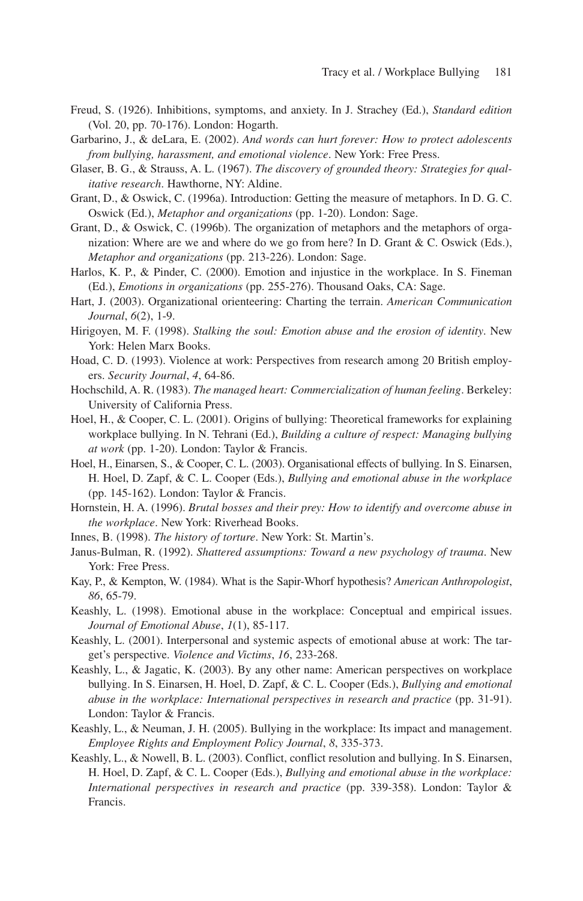Freud, S. (1926). Inhibitions, symptoms, and anxiety. In J. Strachey (Ed.), *Standard edition* (Vol. 20, pp. 70-176). London: Hogarth.

Garbarino, J., & deLara, E. (2002). *And words can hurt forever: How to protect adolescents from bullying, harassment, and emotional violence*. New York: Free Press.

Glaser, B. G., & Strauss, A. L. (1967). *The discovery of grounded theory: Strategies for qualitative research*. Hawthorne, NY: Aldine.

Grant, D., & Oswick, C. (1996a). Introduction: Getting the measure of metaphors. In D. G. C. Oswick (Ed.), *Metaphor and organizations* (pp. 1-20). London: Sage.

Grant, D., & Oswick, C. (1996b). The organization of metaphors and the metaphors of organization: Where are we and where do we go from here? In D. Grant & C. Oswick (Eds.), *Metaphor and organizations* (pp. 213-226). London: Sage.

Harlos, K. P., & Pinder, C. (2000). Emotion and injustice in the workplace. In S. Fineman (Ed.), *Emotions in organizations* (pp. 255-276). Thousand Oaks, CA: Sage.

Hart, J. (2003). Organizational orienteering: Charting the terrain. *American Communication Journal*, *6*(2), 1-9.

Hirigoyen, M. F. (1998). *Stalking the soul: Emotion abuse and the erosion of identity*. New York: Helen Marx Books.

Hoad, C. D. (1993). Violence at work: Perspectives from research among 20 British employers. *Security Journal*, *4*, 64-86.

Hochschild, A. R. (1983). *The managed heart: Commercialization of human feeling*. Berkeley: University of California Press.

Hoel, H., & Cooper, C. L. (2001). Origins of bullying: Theoretical frameworks for explaining workplace bullying. In N. Tehrani (Ed.), *Building a culture of respect: Managing bullying at work* (pp. 1-20). London: Taylor & Francis.

Hoel, H., Einarsen, S., & Cooper, C. L. (2003). Organisational effects of bullying. In S. Einarsen, H. Hoel, D. Zapf, & C. L. Cooper (Eds.), *Bullying and emotional abuse in the workplace* (pp. 145-162). London: Taylor & Francis.

Hornstein, H. A. (1996). *Brutal bosses and their prey: How to identify and overcome abuse in the workplace*. New York: Riverhead Books.

Innes, B. (1998). *The history of torture*. New York: St. Martin's.

Janus-Bulman, R. (1992). *Shattered assumptions: Toward a new psychology of trauma*. New York: Free Press.

Kay, P., & Kempton, W. (1984). What is the Sapir-Whorf hypothesis? *American Anthropologist*, *86*, 65-79.

Keashly, L. (1998). Emotional abuse in the workplace: Conceptual and empirical issues. *Journal of Emotional Abuse*, *1*(1), 85-117.

Keashly, L. (2001). Interpersonal and systemic aspects of emotional abuse at work: The target's perspective. *Violence and Victims*, *16*, 233-268.

Keashly, L., & Jagatic, K. (2003). By any other name: American perspectives on workplace bullying. In S. Einarsen, H. Hoel, D. Zapf, & C. L. Cooper (Eds.), *Bullying and emotional abuse in the workplace: International perspectives in research and practice* (pp. 31-91). London: Taylor & Francis.

Keashly, L., & Neuman, J. H. (2005). Bullying in the workplace: Its impact and management. *Employee Rights and Employment Policy Journal*, *8*, 335-373.

Keashly, L., & Nowell, B. L. (2003). Conflict, conflict resolution and bullying. In S. Einarsen, H. Hoel, D. Zapf, & C. L. Cooper (Eds.), *Bullying and emotional abuse in the workplace: International perspectives in research and practice* (pp. 339-358). London: Taylor & Francis.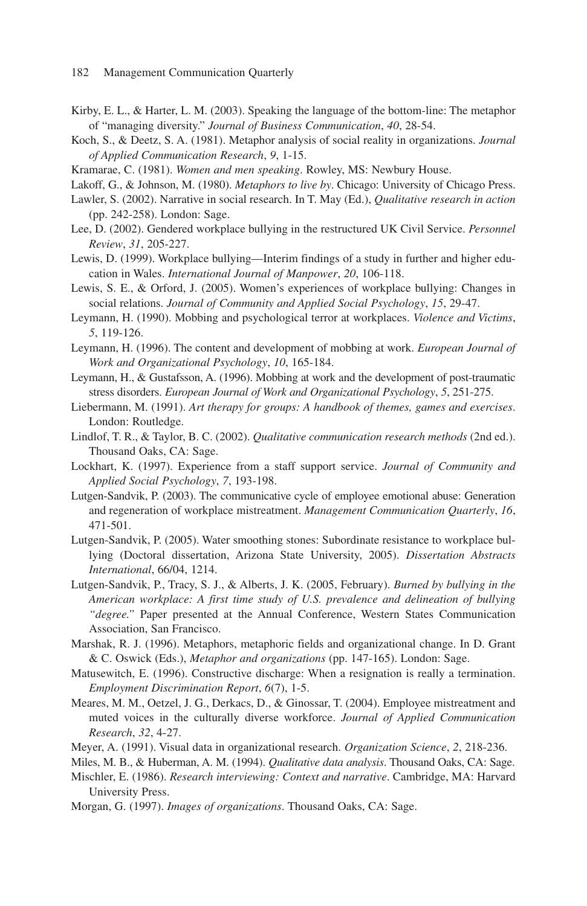Kirby, E. L., & Harter, L. M. (2003). Speaking the language of the bottom-line: The metaphor of "managing diversity." *Journal of Business Communication*, *40*, 28-54.

Koch, S., & Deetz, S. A. (1981). Metaphor analysis of social reality in organizations. *Journal of Applied Communication Research*, *9*, 1-15.

Kramarae, C. (1981). *Women and men speaking*. Rowley, MS: Newbury House.

Lakoff, G., & Johnson, M. (1980). *Metaphors to live by*. Chicago: University of Chicago Press.

Lawler, S. (2002). Narrative in social research. In T. May (Ed.), *Qualitative research in action* (pp. 242-258). London: Sage.

Lee, D. (2002). Gendered workplace bullying in the restructured UK Civil Service. *Personnel Review*, *31*, 205-227.

Lewis, D. (1999). Workplace bullying—Interim findings of a study in further and higher education in Wales. *International Journal of Manpower*, *20*, 106-118.

Lewis, S. E., & Orford, J. (2005). Women's experiences of workplace bullying: Changes in social relations. *Journal of Community and Applied Social Psychology*, *15*, 29-47.

Leymann, H. (1990). Mobbing and psychological terror at workplaces. *Violence and Victims*, *5*, 119-126.

Leymann, H. (1996). The content and development of mobbing at work. *European Journal of Work and Organizational Psychology*, *10*, 165-184.

Leymann, H., & Gustafsson, A. (1996). Mobbing at work and the development of post-traumatic stress disorders. *European Journal of Work and Organizational Psychology*, *5*, 251-275.

Liebermann, M. (1991). *Art therapy for groups: A handbook of themes, games and exercises*. London: Routledge.

Lindlof, T. R., & Taylor, B. C. (2002). *Qualitative communication research methods* (2nd ed.). Thousand Oaks, CA: Sage.

Lockhart, K. (1997). Experience from a staff support service. *Journal of Community and Applied Social Psychology*, *7*, 193-198.

Lutgen-Sandvik, P. (2003). The communicative cycle of employee emotional abuse: Generation and regeneration of workplace mistreatment. *Management Communication Quarterly*, *16*, 471-501.

Lutgen-Sandvik, P. (2005). Water smoothing stones: Subordinate resistance to workplace bullying (Doctoral dissertation, Arizona State University, 2005). *Dissertation Abstracts International*, 66/04, 1214.

Lutgen-Sandvik, P., Tracy, S. J., & Alberts, J. K. (2005, February). *Burned by bullying in the American workplace: A first time study of U.S. prevalence and delineation of bullying "degree."* Paper presented at the Annual Conference, Western States Communication Association, San Francisco.

Marshak, R. J. (1996). Metaphors, metaphoric fields and organizational change. In D. Grant & C. Oswick (Eds.), *Metaphor and organizations* (pp. 147-165). London: Sage.

Matusewitch, E. (1996). Constructive discharge: When a resignation is really a termination. *Employment Discrimination Report*, *6*(7), 1-5.

Meares, M. M., Oetzel, J. G., Derkacs, D., & Ginossar, T. (2004). Employee mistreatment and muted voices in the culturally diverse workforce. *Journal of Applied Communication Research*, *32*, 4-27.

Meyer, A. (1991). Visual data in organizational research. *Organization Science*, *2*, 218-236.

Miles, M. B., & Huberman, A. M. (1994). *Qualitative data analysis*. Thousand Oaks, CA: Sage.

Mischler, E. (1986). *Research interviewing: Context and narrative*. Cambridge, MA: Harvard University Press.

Morgan, G. (1997). *Images of organizations*. Thousand Oaks, CA: Sage.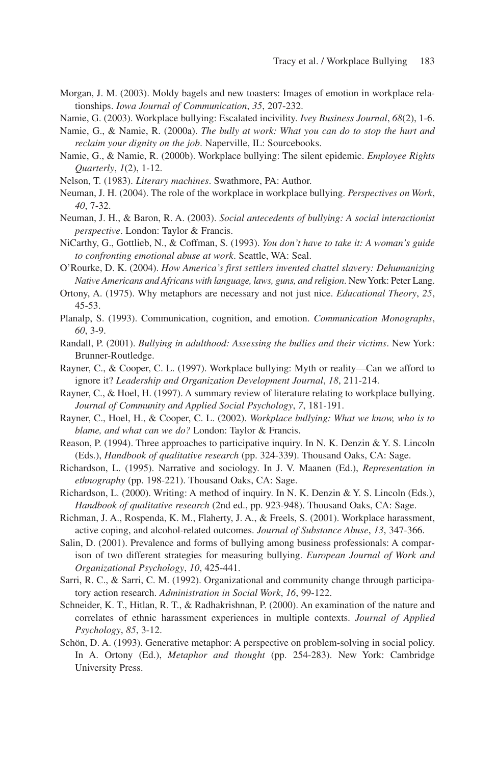Morgan, J. M. (2003). Moldy bagels and new toasters: Images of emotion in workplace relationships. *Iowa Journal of Communication*, *35*, 207-232.

Namie, G. (2003). Workplace bullying: Escalated incivility. *Ivey Business Journal*, *68*(2), 1-6.

Namie, G., & Namie, R. (2000a). *The bully at work: What you can do to stop the hurt and reclaim your dignity on the job*. Naperville, IL: Sourcebooks.

Namie, G., & Namie, R. (2000b). Workplace bullying: The silent epidemic. *Employee Rights Quarterly*, *1*(2), 1-12.

Nelson, T. (1983). *Literary machines*. Swathmore, PA: Author.

Neuman, J. H. (2004). The role of the workplace in workplace bullying. *Perspectives on Work*, *40*, 7-32.

Neuman, J. H., & Baron, R. A. (2003). *Social antecedents of bullying: A social interactionist perspective*. London: Taylor & Francis.

NiCarthy, G., Gottlieb, N., & Coffman, S. (1993). *You don't have to take it: A woman's guide to confronting emotional abuse at work*. Seattle, WA: Seal.

O'Rourke, D. K. (2004). *How America's first settlers invented chattel slavery: Dehumanizing Native Americans and Africans with language, laws, guns, and religion*. New York: Peter Lang.

Ortony, A. (1975). Why metaphors are necessary and not just nice. *Educational Theory*, *25*, 45-53.

Planalp, S. (1993). Communication, cognition, and emotion. *Communication Monographs*, *60*, 3-9.

Randall, P. (2001). *Bullying in adulthood: Assessing the bullies and their victims*. New York: Brunner-Routledge.

Rayner, C., & Cooper, C. L. (1997). Workplace bullying: Myth or reality—Can we afford to ignore it? *Leadership and Organization Development Journal*, *18*, 211-214.

Rayner, C., & Hoel, H. (1997). A summary review of literature relating to workplace bullying. *Journal of Community and Applied Social Psychology*, *7*, 181-191.

Rayner, C., Hoel, H., & Cooper, C. L. (2002). *Workplace bullying: What we know, who is to blame, and what can we do?* London: Taylor & Francis.

Reason, P. (1994). Three approaches to participative inquiry. In N. K. Denzin & Y. S. Lincoln (Eds.), *Handbook of qualitative research* (pp. 324-339). Thousand Oaks, CA: Sage.

Richardson, L. (1995). Narrative and sociology. In J. V. Maanen (Ed.), *Representation in ethnography* (pp. 198-221). Thousand Oaks, CA: Sage.

Richardson, L. (2000). Writing: A method of inquiry. In N. K. Denzin & Y. S. Lincoln (Eds.), *Handbook of qualitative research* (2nd ed., pp. 923-948). Thousand Oaks, CA: Sage.

Richman, J. A., Rospenda, K. M., Flaherty, J. A., & Freels, S. (2001). Workplace harassment, active coping, and alcohol-related outcomes. *Journal of Substance Abuse*, *13*, 347-366.

Salin, D. (2001). Prevalence and forms of bullying among business professionals: A comparison of two different strategies for measuring bullying. *European Journal of Work and Organizational Psychology*, *10*, 425-441.

Sarri, R. C., & Sarri, C. M. (1992). Organizational and community change through participatory action research. *Administration in Social Work*, *16*, 99-122.

Schneider, K. T., Hitlan, R. T., & Radhakrishnan, P. (2000). An examination of the nature and correlates of ethnic harassment experiences in multiple contexts. *Journal of Applied Psychology*, *85*, 3-12.

Schön, D. A. (1993). Generative metaphor: A perspective on problem-solving in social policy. In A. Ortony (Ed.), *Metaphor and thought* (pp. 254-283). New York: Cambridge University Press.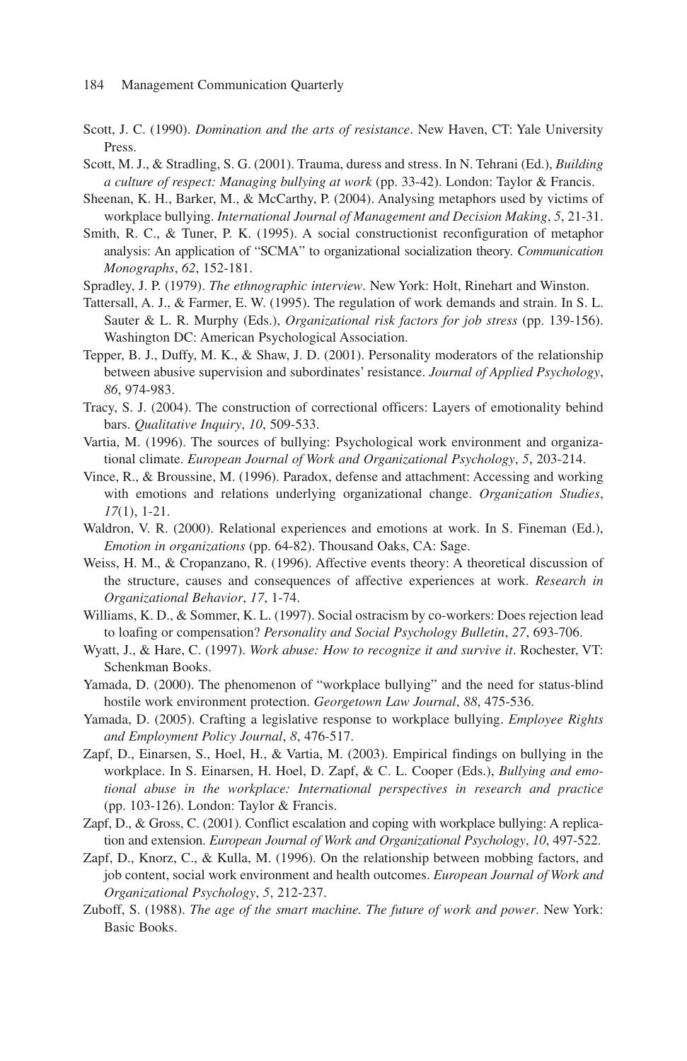Scott, J. C. (1990). *Domination and the arts of resistance*. New Haven, CT: Yale University Press.

Scott, M. J., & Stradling, S. G. (2001). Trauma, duress and stress. In N. Tehrani (Ed.), *Building a culture of respect: Managing bullying at work* (pp. 33-42). London: Taylor & Francis.

Sheenan, K. H., Barker, M., & McCarthy, P. (2004). Analysing metaphors used by victims of workplace bullying. *International Journal of Management and Decision Making*, *5*, 21-31.

Smith, R. C., & Tuner, P. K. (1995). A social constructionist reconfiguration of metaphor analysis: An application of "SCMA" to organizational socialization theory. *Communication Monographs*, *62*, 152-181.

Spradley, J. P. (1979). *The ethnographic interview*. New York: Holt, Rinehart and Winston.

Tattersall, A. J., & Farmer, E. W. (1995). The regulation of work demands and strain. In S. L. Sauter & L. R. Murphy (Eds.), *Organizational risk factors for job stress* (pp. 139-156). Washington DC: American Psychological Association.

Tepper, B. J., Duffy, M. K., & Shaw, J. D. (2001). Personality moderators of the relationship between abusive supervision and subordinates' resistance. *Journal of Applied Psychology*, *86*, 974-983.

Tracy, S. J. (2004). The construction of correctional officers: Layers of emotionality behind bars. *Qualitative Inquiry*, *10*, 509-533.

Vartia, M. (1996). The sources of bullying: Psychological work environment and organizational climate. *European Journal of Work and Organizational Psychology*, *5*, 203-214.

Vince, R., & Broussine, M. (1996). Paradox, defense and attachment: Accessing and working with emotions and relations underlying organizational change. *Organization Studies*, *17*(1), 1-21.

Waldron, V. R. (2000). Relational experiences and emotions at work. In S. Fineman (Ed.), *Emotion in organizations* (pp. 64-82). Thousand Oaks, CA: Sage.

Weiss, H. M., & Cropanzano, R. (1996). Affective events theory: A theoretical discussion of the structure, causes and consequences of affective experiences at work. *Research in Organizational Behavior*, *17*, 1-74.

Williams, K. D., & Sommer, K. L. (1997). Social ostracism by co-workers: Does rejection lead to loafing or compensation? *Personality and Social Psychology Bulletin*, *27*, 693-706.

Wyatt, J., & Hare, C. (1997). *Work abuse: How to recognize it and survive it*. Rochester, VT: Schenkman Books.

Yamada, D. (2000). The phenomenon of "workplace bullying" and the need for status-blind hostile work environment protection. *Georgetown Law Journal*, *88*, 475-536.

Yamada, D. (2005). Crafting a legislative response to workplace bullying. *Employee Rights and Employment Policy Journal*, *8*, 476-517.

Zapf, D., Einarsen, S., Hoel, H., & Vartia, M. (2003). Empirical findings on bullying in the workplace. In S. Einarsen, H. Hoel, D. Zapf, & C. L. Cooper (Eds.), *Bullying and emotional abuse in the workplace: International perspectives in research and practice* (pp. 103-126). London: Taylor & Francis.

Zapf, D., & Gross, C. (2001). Conflict escalation and coping with workplace bullying: A replication and extension. *European Journal of Work and Organizational Psychology*, *10*, 497-522.

Zapf, D., Knorz, C., & Kulla, M. (1996). On the relationship between mobbing factors, and job content, social work environment and health outcomes. *European Journal of Work and Organizational Psychology*, *5*, 212-237.

Zuboff, S. (1988). *The age of the smart machine. The future of work and power*. New York: Basic Books.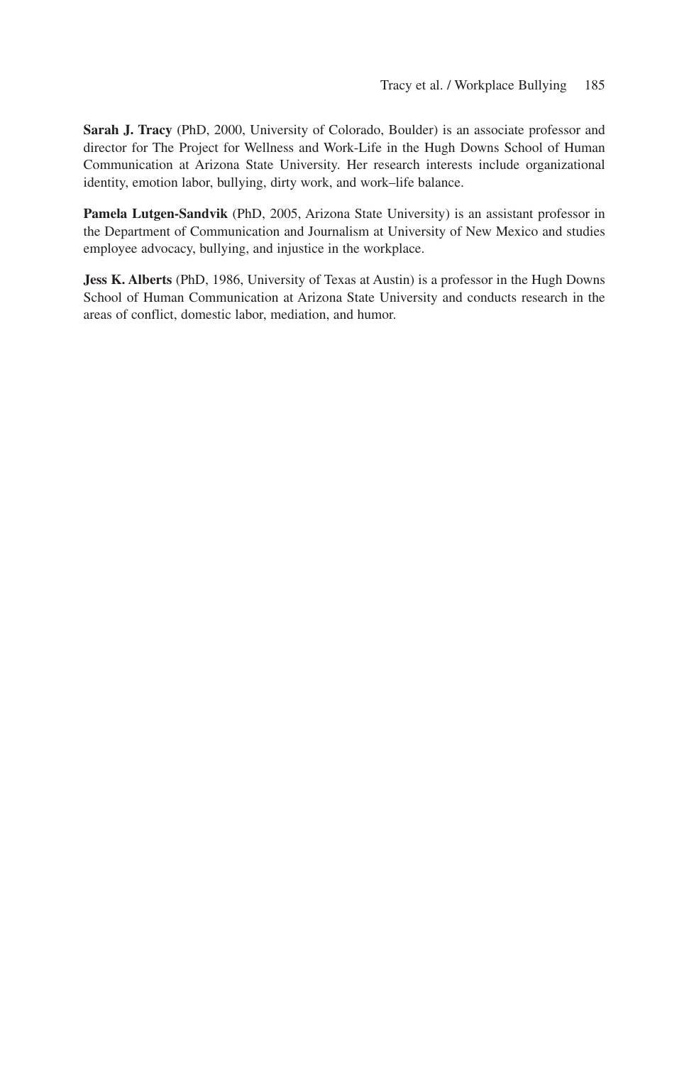**Sarah J. Tracy** (PhD, 2000, University of Colorado, Boulder) is an associate professor and director for The Project for Wellness and Work-Life in the Hugh Downs School of Human Communication at Arizona State University. Her research interests include organizational identity, emotion labor, bullying, dirty work, and work–life balance.

**Pamela Lutgen-Sandvik** (PhD, 2005, Arizona State University) is an assistant professor in the Department of Communication and Journalism at University of New Mexico and studies employee advocacy, bullying, and injustice in the workplace.

**Jess K. Alberts** (PhD, 1986, University of Texas at Austin) is a professor in the Hugh Downs School of Human Communication at Arizona State University and conducts research in the areas of conflict, domestic labor, mediation, and humor.